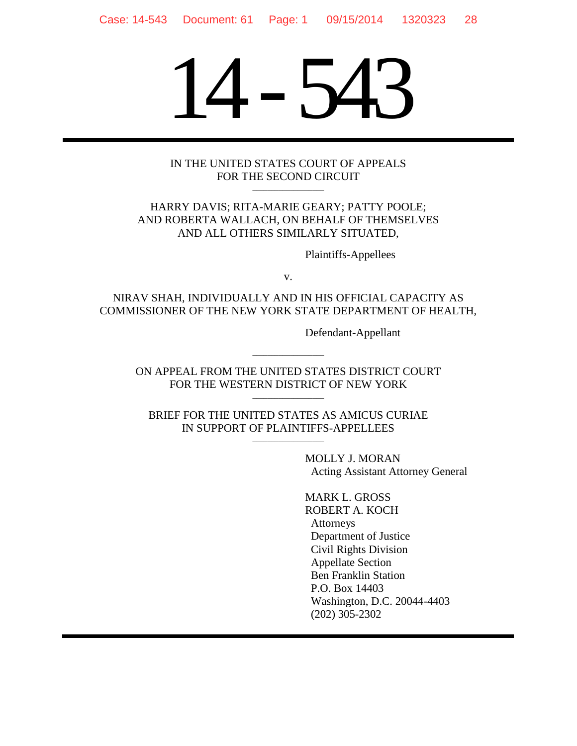# 14-543

IN THE UNITED STATES COURT OF APPEALS
FOR THE SECOND CIRCUIT

---

HARRY DAVIS; RITA-MARIE GEARY; PATTY POOLE;
AND ROBERTA WALLACH, ON BEHALF OF THEMSELVES
AND ALL OTHERS SIMILARLY SITUATED,

Plaintiffs-Appellees

v.

NIRAV SHAH, INDIVIDUALLY AND IN HIS OFFICIAL CAPACITY AS
COMMISSIONER OF THE NEW YORK STATE DEPARTMENT OF HEALTH,

Defendant-Appellant

---

ON APPEAL FROM THE UNITED STATES DISTRICT COURT
FOR THE WESTERN DISTRICT OF NEW YORK

---

BRIEF FOR THE UNITED STATES AS AMICUS CURIAE
IN SUPPORT OF PLAINTIFFS-APPELLEES

---

MOLLY J. MORAN
Acting Assistant Attorney General

MARK L. GROSS
ROBERT A. KOCH
Attorneys
Department of Justice
Civil Rights Division
Appellate Section
Ben Franklin Station
P.O. Box 14403
Washington, D.C. 20044-4403
(202) 305-2302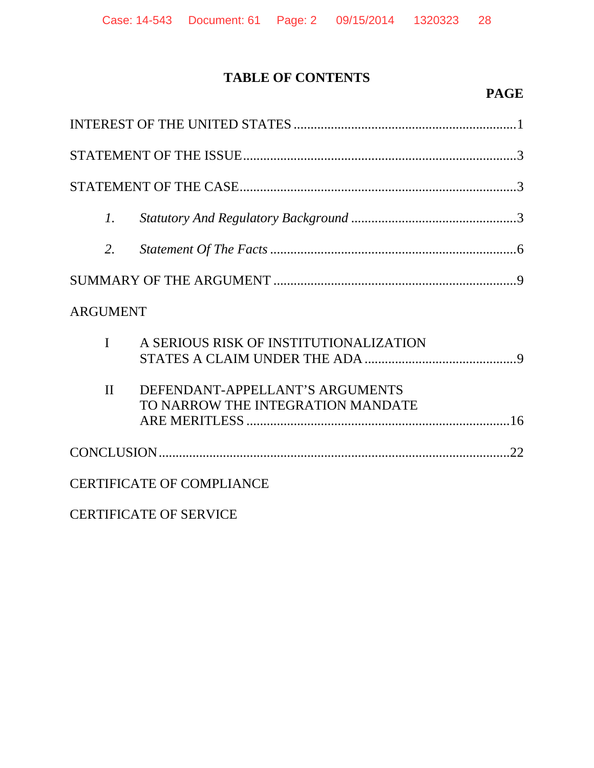# TABLE OF CONTENTS

| | PAGE |
|---|---|
| INTEREST OF THE UNITED STATES | 1 |
| STATEMENT OF THE ISSUE | 3 |
| STATEMENT OF THE CASE | 3 |
| *1. Statutory And Regulatory Background* | 3 |
| *2. Statement Of The Facts* | 6 |
| SUMMARY OF THE ARGUMENT | 9 |
| ARGUMENT | |
| I A SERIOUS RISK OF INSTITUTIONALIZATION STATES A CLAIM UNDER THE ADA | 9 |
| II DEFENDANT-APPELLANT'S ARGUMENTS TO NARROW THE INTEGRATION MANDATE ARE MERITLESS | 16 |
| CONCLUSION | 22 |
| CERTIFICATE OF COMPLIANCE | |
| CERTIFICATE OF SERVICE | |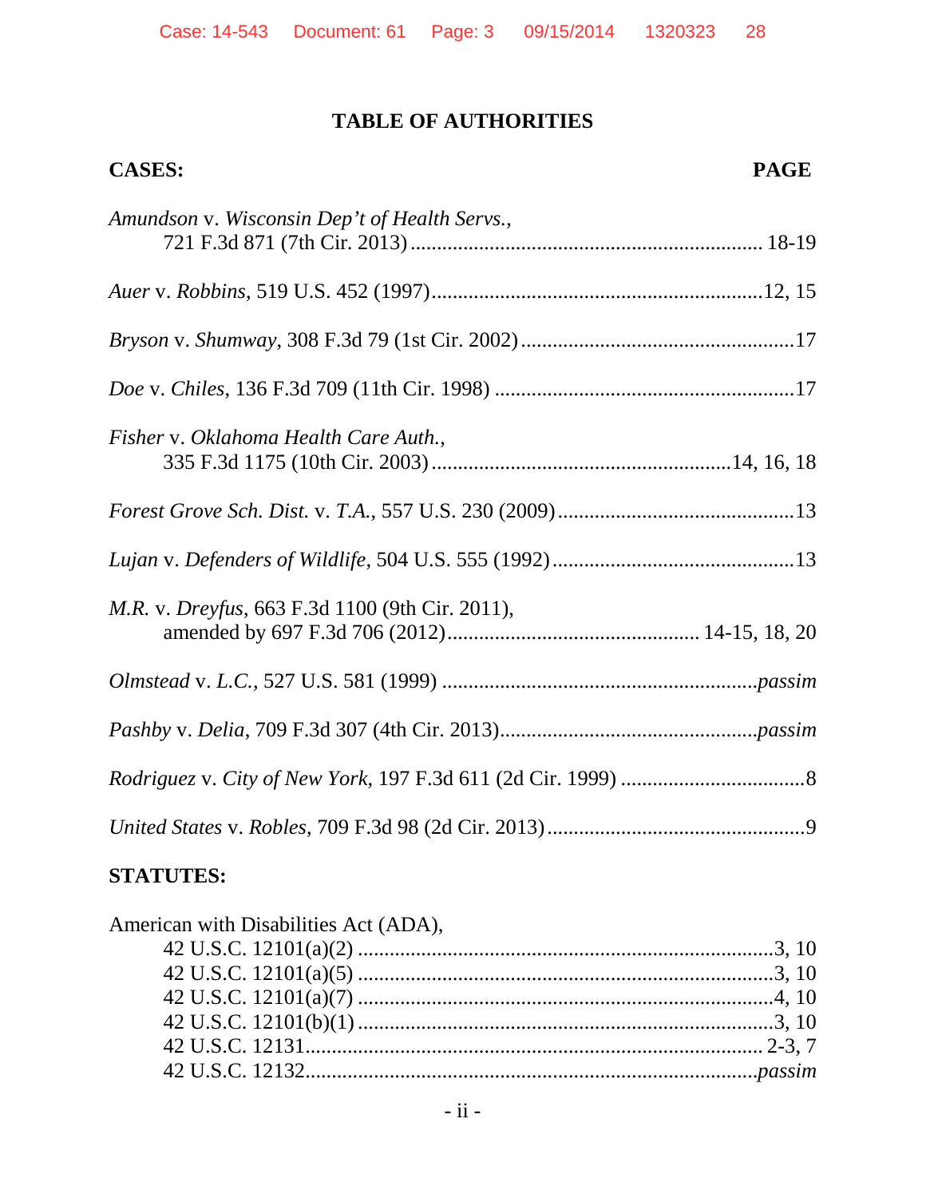## TABLE OF AUTHORITIES

**CASES:** **PAGE**

*Amundson* v. *Wisconsin Dep't of Health Servs.*,
721 F.3d 871 (7th Cir. 2013) .................................................................. 18-19

*Auer* v. *Robbins*, 519 U.S. 452 (1997) ..............................................................12, 15

*Bryson* v. *Shumway*, 308 F.3d 79 (1st Cir. 2002) ....................................................17

*Doe* v. *Chiles*, 136 F.3d 709 (11th Cir. 1998) .........................................................17

*Fisher* v. *Oklahoma Health Care Auth.*,
335 F.3d 1175 (10th Cir. 2003) .........................................................14, 16, 18

*Forest Grove Sch. Dist.* v. *T.A.*, 557 U.S. 230 (2009) .............................................13

*Lujan* v. *Defenders of Wildlife*, 504 U.S. 555 (1992) ..............................................13

*M.R.* v. *Dreyfus*, 663 F.3d 1100 (9th Cir. 2011),
amended by 697 F.3d 706 (2012) ................................................ 14-15, 18, 20

*Olmstead* v. *L.C.*, 527 U.S. 581 (1999) ..........................................................*passim*

*Pashby* v. *Delia*, 709 F.3d 307 (4th Cir. 2013) .................................................*passim*

*Rodriguez* v. *City of New York*, 197 F.3d 611 (2d Cir. 1999) ...................................8

*United States* v. *Robles*, 709 F.3d 98 (2d Cir. 2013) .................................................9

**STATUTES:**

American with Disabilities Act (ADA),
42 U.S.C. 12101(a)(2) ...............................................................................3, 10
42 U.S.C. 12101(a)(5) ...............................................................................3, 10
42 U.S.C. 12101(a)(7) ...............................................................................4, 10
42 U.S.C. 12101(b)(1) ...............................................................................3, 10
42 U.S.C. 12131 ....................................................................................... 2-3, 7
42 U.S.C. 12132 ......................................................................................*passim*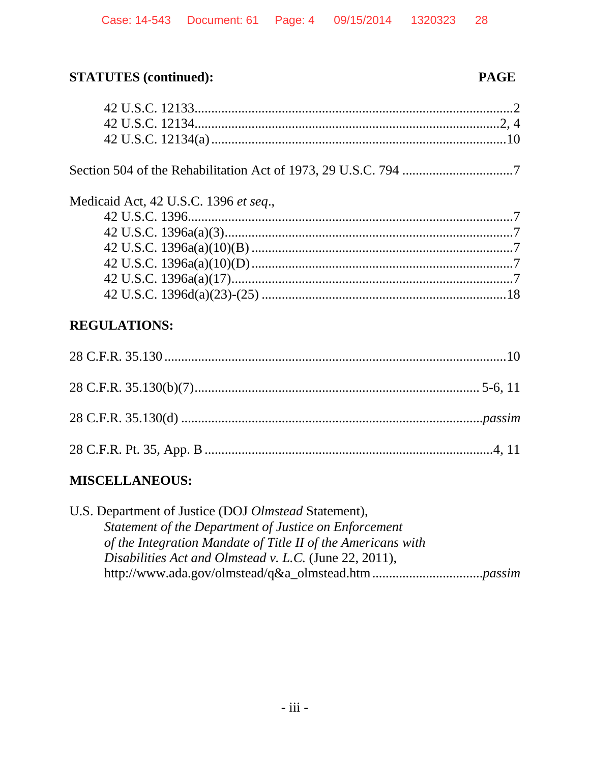**STATUTES (continued):** **PAGE**

42 U.S.C. 12133 ... 2
42 U.S.C. 12134 ... 2, 4
42 U.S.C. 12134(a) ... 10

Section 504 of the Rehabilitation Act of 1973, 29 U.S.C. 794 ... 7

Medicaid Act, 42 U.S.C. 1396 *et seq*.,
42 U.S.C. 1396 ... 7
42 U.S.C. 1396a(a)(3) ... 7
42 U.S.C. 1396a(a)(10)(B) ... 7
42 U.S.C. 1396a(a)(10)(D) ... 7
42 U.S.C. 1396a(a)(17) ... 7
42 U.S.C. 1396d(a)(23)-(25) ... 18

**REGULATIONS:**

28 C.F.R. 35.130 ... 10

28 C.F.R. 35.130(b)(7) ... 5-6, 11

28 C.F.R. 35.130(d) ... *passim*

28 C.F.R. Pt. 35, App. B ... 4, 11

**MISCELLANEOUS:**

U.S. Department of Justice (DOJ *Olmstead* Statement), *Statement of the Department of Justice on Enforcement of the Integration Mandate of Title II of the Americans with Disabilities Act and Olmstead v. L.C.* (June 22, 2011), http://www.ada.gov/olmstead/q&a_olmstead.htm ... *passim*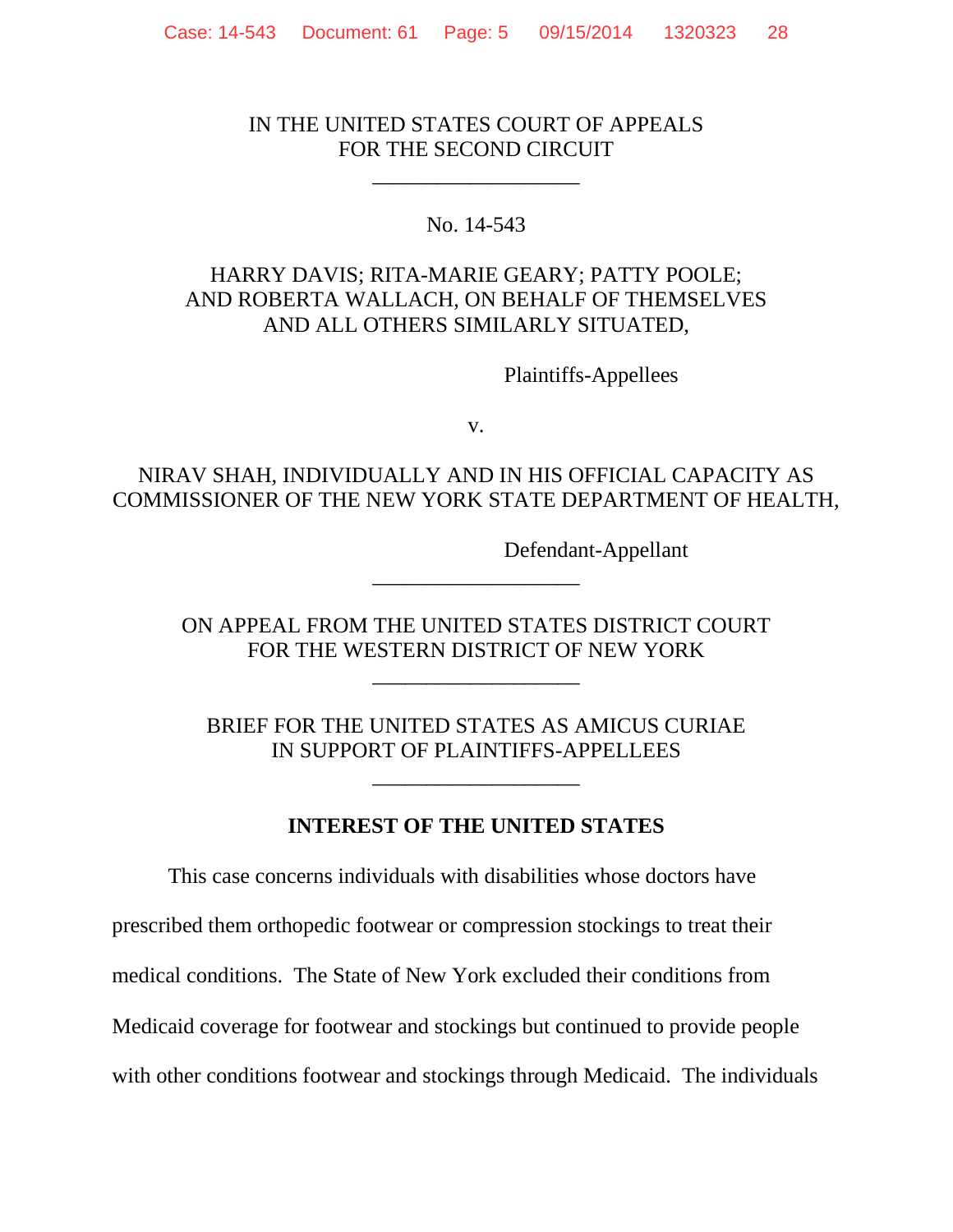IN THE UNITED STATES COURT OF APPEALS
FOR THE SECOND CIRCUIT

\_\_\_\_\_\_\_\_\_\_\_\_\_\_\_\_\_\_

No. 14-543

HARRY DAVIS; RITA-MARIE GEARY; PATTY POOLE; AND ROBERTA WALLACH, ON BEHALF OF THEMSELVES AND ALL OTHERS SIMILARLY SITUATED,

Plaintiffs-Appellees

v.

NIRAV SHAH, INDIVIDUALLY AND IN HIS OFFICIAL CAPACITY AS COMMISSIONER OF THE NEW YORK STATE DEPARTMENT OF HEALTH,

Defendant-Appellant

\_\_\_\_\_\_\_\_\_\_\_\_\_\_\_\_\_\_

ON APPEAL FROM THE UNITED STATES DISTRICT COURT
FOR THE WESTERN DISTRICT OF NEW YORK

\_\_\_\_\_\_\_\_\_\_\_\_\_\_\_\_\_\_

BRIEF FOR THE UNITED STATES AS AMICUS CURIAE
IN SUPPORT OF PLAINTIFFS-APPELLEES

\_\_\_\_\_\_\_\_\_\_\_\_\_\_\_\_\_\_

## INTEREST OF THE UNITED STATES

This case concerns individuals with disabilities whose doctors have prescribed them orthopedic footwear or compression stockings to treat their medical conditions. The State of New York excluded their conditions from Medicaid coverage for footwear and stockings but continued to provide people with other conditions footwear and stockings through Medicaid. The individuals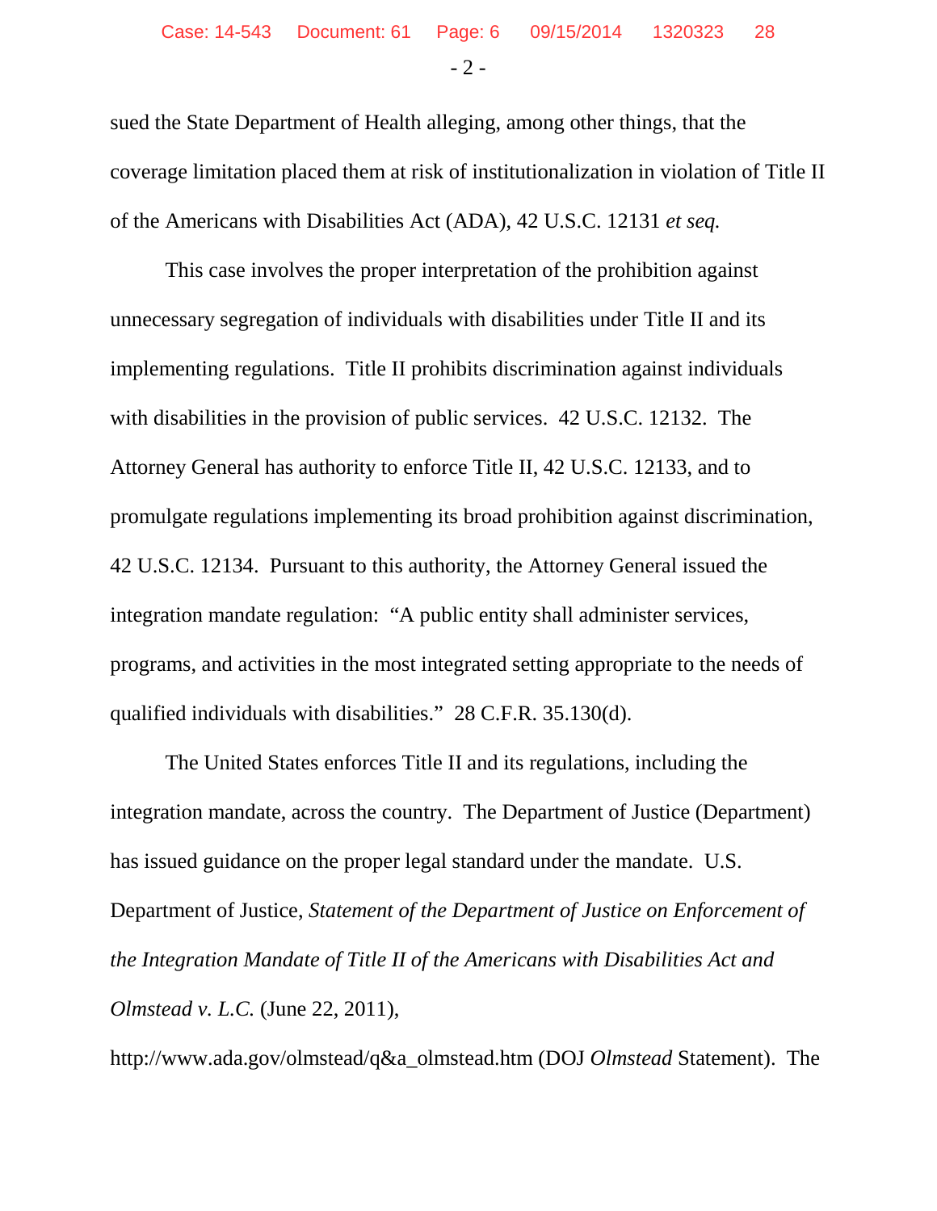sued the State Department of Health alleging, among other things, that the coverage limitation placed them at risk of institutionalization in violation of Title II of the Americans with Disabilities Act (ADA), 42 U.S.C. 12131 *et seq.*

This case involves the proper interpretation of the prohibition against unnecessary segregation of individuals with disabilities under Title II and its implementing regulations. Title II prohibits discrimination against individuals with disabilities in the provision of public services. 42 U.S.C. 12132. The Attorney General has authority to enforce Title II, 42 U.S.C. 12133, and to promulgate regulations implementing its broad prohibition against discrimination, 42 U.S.C. 12134. Pursuant to this authority, the Attorney General issued the integration mandate regulation: "A public entity shall administer services, programs, and activities in the most integrated setting appropriate to the needs of qualified individuals with disabilities." 28 C.F.R. 35.130(d).

The United States enforces Title II and its regulations, including the integration mandate, across the country. The Department of Justice (Department) has issued guidance on the proper legal standard under the mandate. U.S. Department of Justice, *Statement of the Department of Justice on Enforcement of the Integration Mandate of Title II of the Americans with Disabilities Act and Olmstead v. L.C.* (June 22, 2011), http://www.ada.gov/olmstead/q&a_olmstead.htm (DOJ *Olmstead* Statement). The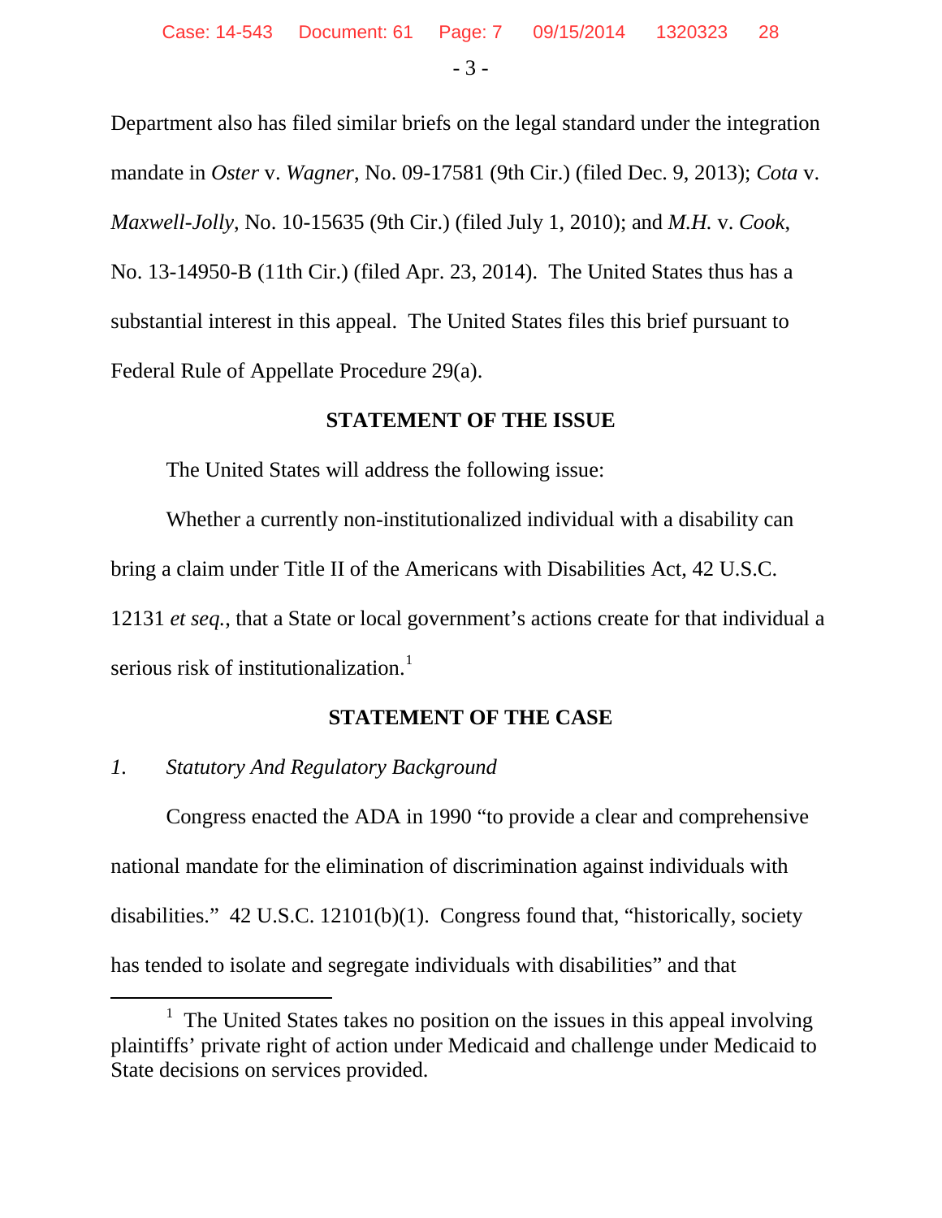Department also has filed similar briefs on the legal standard under the integration mandate in *Oster* v. *Wagner*, No. 09-17581 (9th Cir.) (filed Dec. 9, 2013); *Cota* v. *Maxwell-Jolly*, No. 10-15635 (9th Cir.) (filed July 1, 2010); and *M.H.* v. *Cook*, No. 13-14950-B (11th Cir.) (filed Apr. 23, 2014). The United States thus has a substantial interest in this appeal. The United States files this brief pursuant to Federal Rule of Appellate Procedure 29(a).

## STATEMENT OF THE ISSUE

The United States will address the following issue:

Whether a currently non-institutionalized individual with a disability can bring a claim under Title II of the Americans with Disabilities Act, 42 U.S.C. 12131 *et seq.*, that a State or local government's actions create for that individual a serious risk of institutionalization.[1]

## STATEMENT OF THE CASE

### *1. Statutory And Regulatory Background*

Congress enacted the ADA in 1990 "to provide a clear and comprehensive national mandate for the elimination of discrimination against individuals with disabilities." 42 U.S.C. 12101(b)(1). Congress found that, "historically, society has tended to isolate and segregate individuals with disabilities" and that

---

[1] The United States takes no position on the issues in this appeal involving plaintiffs' private right of action under Medicaid and challenge under Medicaid to State decisions on services provided.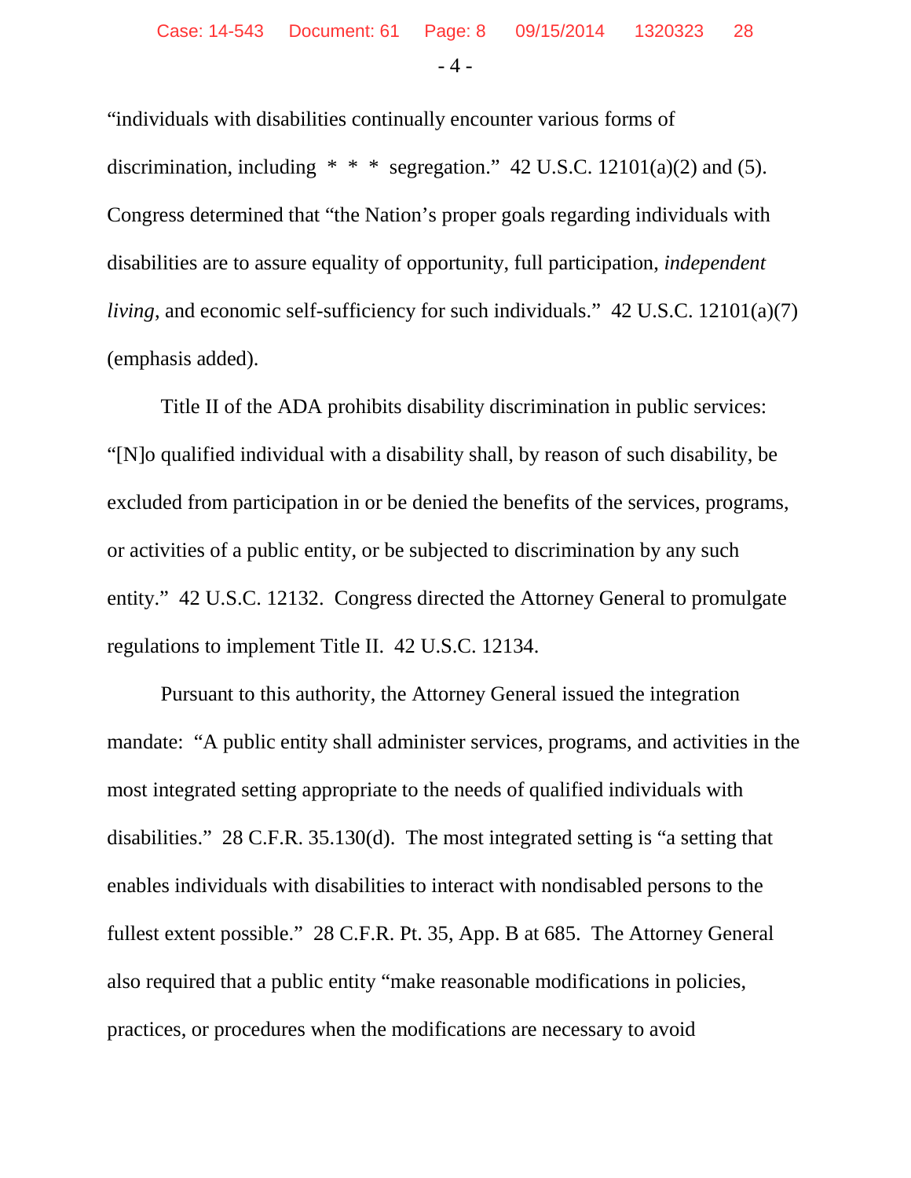"individuals with disabilities continually encounter various forms of discrimination, including * * * segregation." 42 U.S.C. 12101(a)(2) and (5). Congress determined that "the Nation's proper goals regarding individuals with disabilities are to assure equality of opportunity, full participation, *independent living*, and economic self-sufficiency for such individuals." 42 U.S.C. 12101(a)(7) (emphasis added).

Title II of the ADA prohibits disability discrimination in public services: "[N]o qualified individual with a disability shall, by reason of such disability, be excluded from participation in or be denied the benefits of the services, programs, or activities of a public entity, or be subjected to discrimination by any such entity." 42 U.S.C. 12132. Congress directed the Attorney General to promulgate regulations to implement Title II. 42 U.S.C. 12134.

Pursuant to this authority, the Attorney General issued the integration mandate: "A public entity shall administer services, programs, and activities in the most integrated setting appropriate to the needs of qualified individuals with disabilities." 28 C.F.R. 35.130(d). The most integrated setting is "a setting that enables individuals with disabilities to interact with nondisabled persons to the fullest extent possible." 28 C.F.R. Pt. 35, App. B at 685. The Attorney General also required that a public entity "make reasonable modifications in policies, practices, or procedures when the modifications are necessary to avoid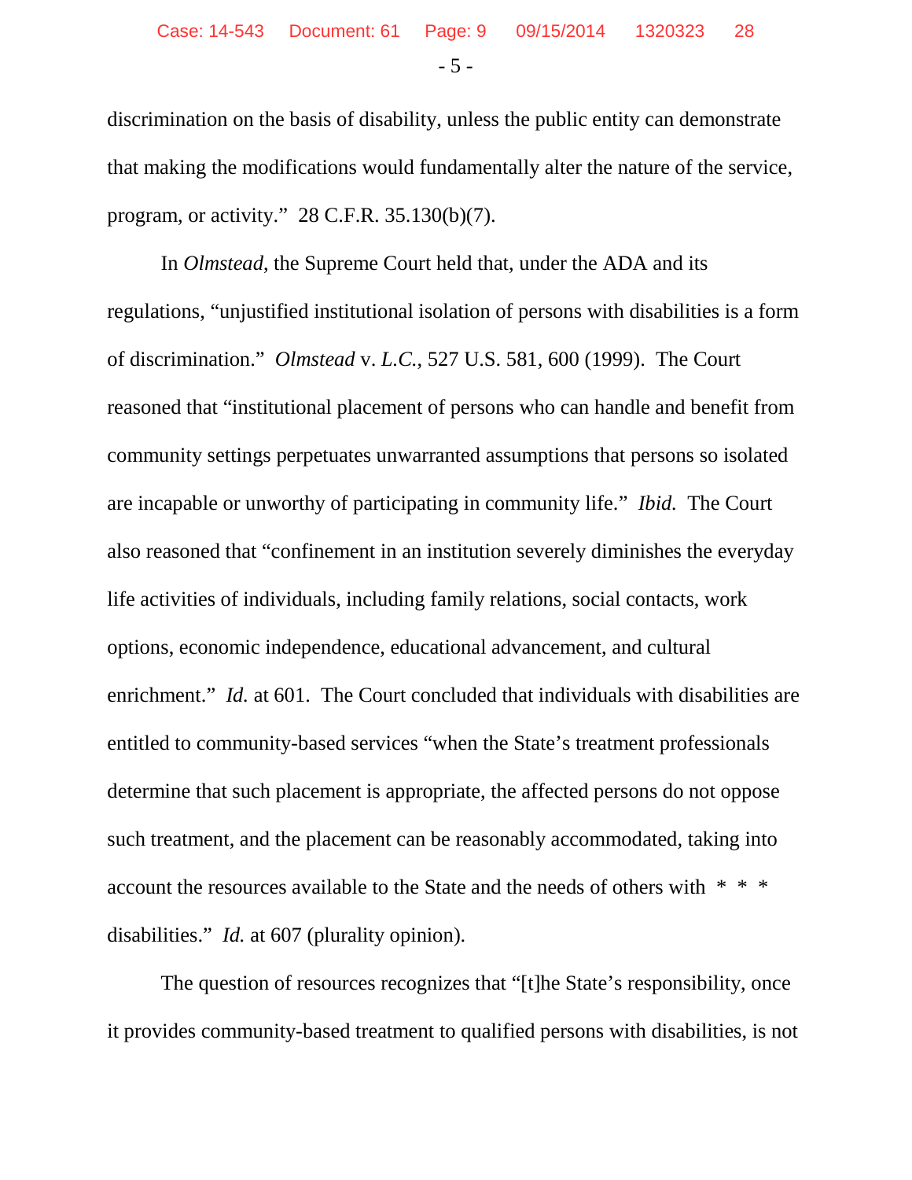discrimination on the basis of disability, unless the public entity can demonstrate that making the modifications would fundamentally alter the nature of the service, program, or activity." 28 C.F.R. 35.130(b)(7).

In *Olmstead*, the Supreme Court held that, under the ADA and its regulations, "unjustified institutional isolation of persons with disabilities is a form of discrimination." *Olmstead* v. *L.C.*, 527 U.S. 581, 600 (1999). The Court reasoned that "institutional placement of persons who can handle and benefit from community settings perpetuates unwarranted assumptions that persons so isolated are incapable or unworthy of participating in community life." *Ibid.* The Court also reasoned that "confinement in an institution severely diminishes the everyday life activities of individuals, including family relations, social contacts, work options, economic independence, educational advancement, and cultural enrichment." *Id.* at 601. The Court concluded that individuals with disabilities are entitled to community-based services "when the State's treatment professionals determine that such placement is appropriate, the affected persons do not oppose such treatment, and the placement can be reasonably accommodated, taking into account the resources available to the State and the needs of others with * * * disabilities." *Id.* at 607 (plurality opinion).

The question of resources recognizes that "[t]he State's responsibility, once it provides community-based treatment to qualified persons with disabilities, is not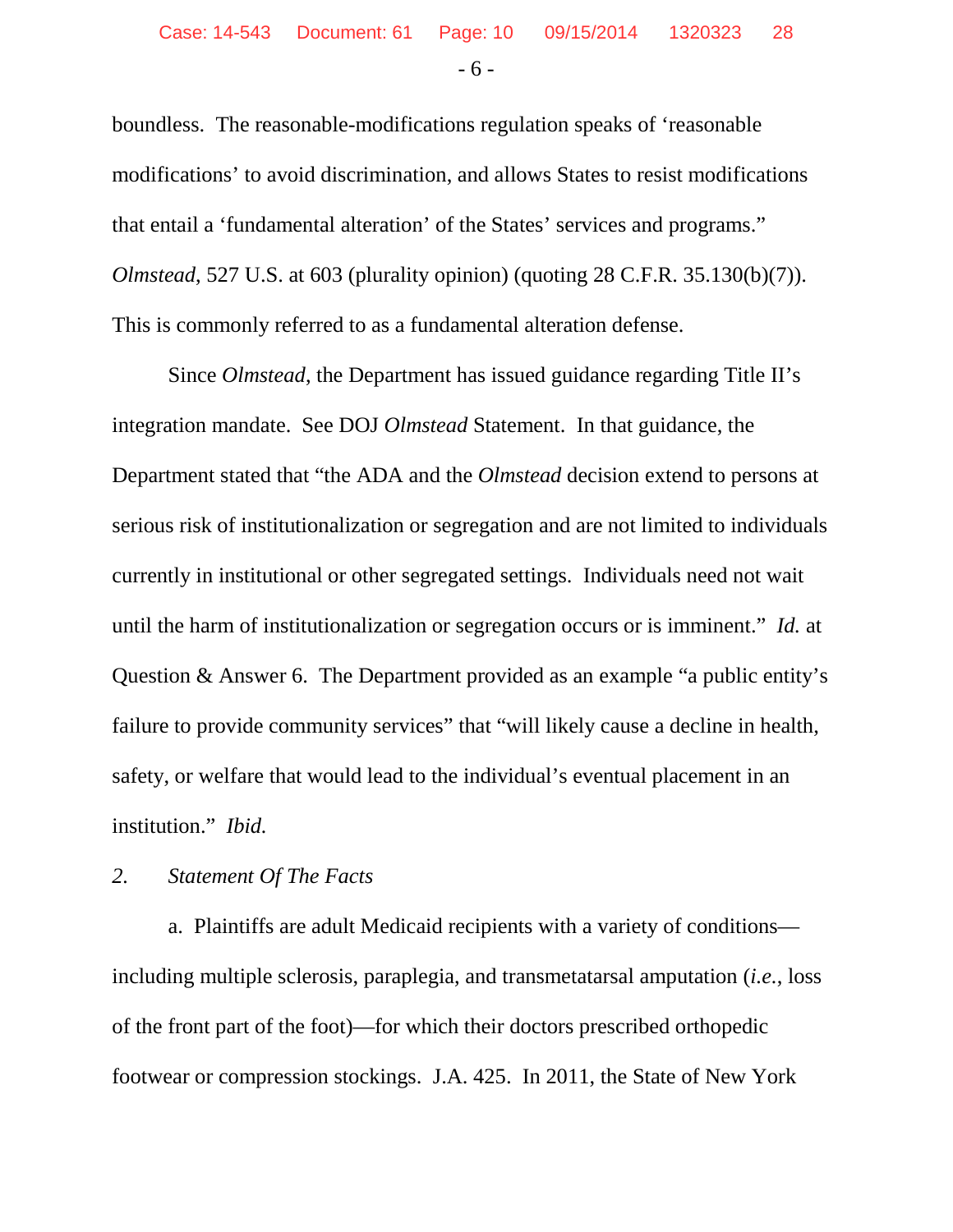boundless. The reasonable-modifications regulation speaks of 'reasonable modifications' to avoid discrimination, and allows States to resist modifications that entail a 'fundamental alteration' of the States' services and programs." *Olmstead*, 527 U.S. at 603 (plurality opinion) (quoting 28 C.F.R. 35.130(b)(7)). This is commonly referred to as a fundamental alteration defense.

Since *Olmstead*, the Department has issued guidance regarding Title II's integration mandate. See DOJ *Olmstead* Statement. In that guidance, the Department stated that "the ADA and the *Olmstead* decision extend to persons at serious risk of institutionalization or segregation and are not limited to individuals currently in institutional or other segregated settings. Individuals need not wait until the harm of institutionalization or segregation occurs or is imminent." *Id.* at Question & Answer 6. The Department provided as an example "a public entity's failure to provide community services" that "will likely cause a decline in health, safety, or welfare that would lead to the individual's eventual placement in an institution." *Ibid.*

*2. Statement Of The Facts*

a. Plaintiffs are adult Medicaid recipients with a variety of conditions—including multiple sclerosis, paraplegia, and transmetatarsal amputation (*i.e.*, loss of the front part of the foot)—for which their doctors prescribed orthopedic footwear or compression stockings. J.A. 425. In 2011, the State of New York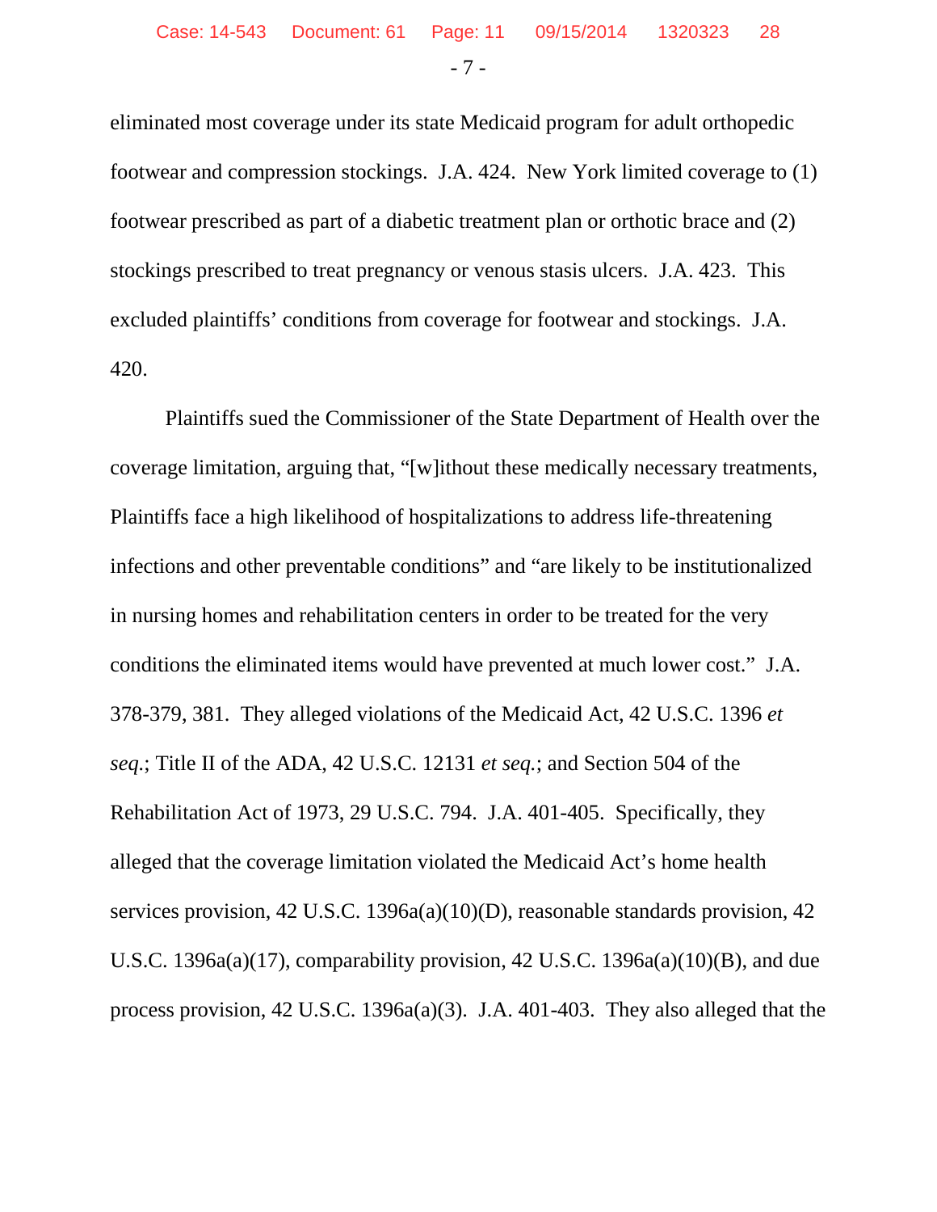eliminated most coverage under its state Medicaid program for adult orthopedic footwear and compression stockings. J.A. 424. New York limited coverage to (1) footwear prescribed as part of a diabetic treatment plan or orthotic brace and (2) stockings prescribed to treat pregnancy or venous stasis ulcers. J.A. 423. This excluded plaintiffs' conditions from coverage for footwear and stockings. J.A. 420.

Plaintiffs sued the Commissioner of the State Department of Health over the coverage limitation, arguing that, "[w]ithout these medically necessary treatments, Plaintiffs face a high likelihood of hospitalizations to address life-threatening infections and other preventable conditions" and "are likely to be institutionalized in nursing homes and rehabilitation centers in order to be treated for the very conditions the eliminated items would have prevented at much lower cost." J.A. 378-379, 381. They alleged violations of the Medicaid Act, 42 U.S.C. 1396 *et seq.*; Title II of the ADA, 42 U.S.C. 12131 *et seq.*; and Section 504 of the Rehabilitation Act of 1973, 29 U.S.C. 794. J.A. 401-405. Specifically, they alleged that the coverage limitation violated the Medicaid Act's home health services provision, 42 U.S.C. 1396a(a)(10)(D), reasonable standards provision, 42 U.S.C. 1396a(a)(17), comparability provision, 42 U.S.C. 1396a(a)(10)(B), and due process provision, 42 U.S.C. 1396a(a)(3). J.A. 401-403. They also alleged that the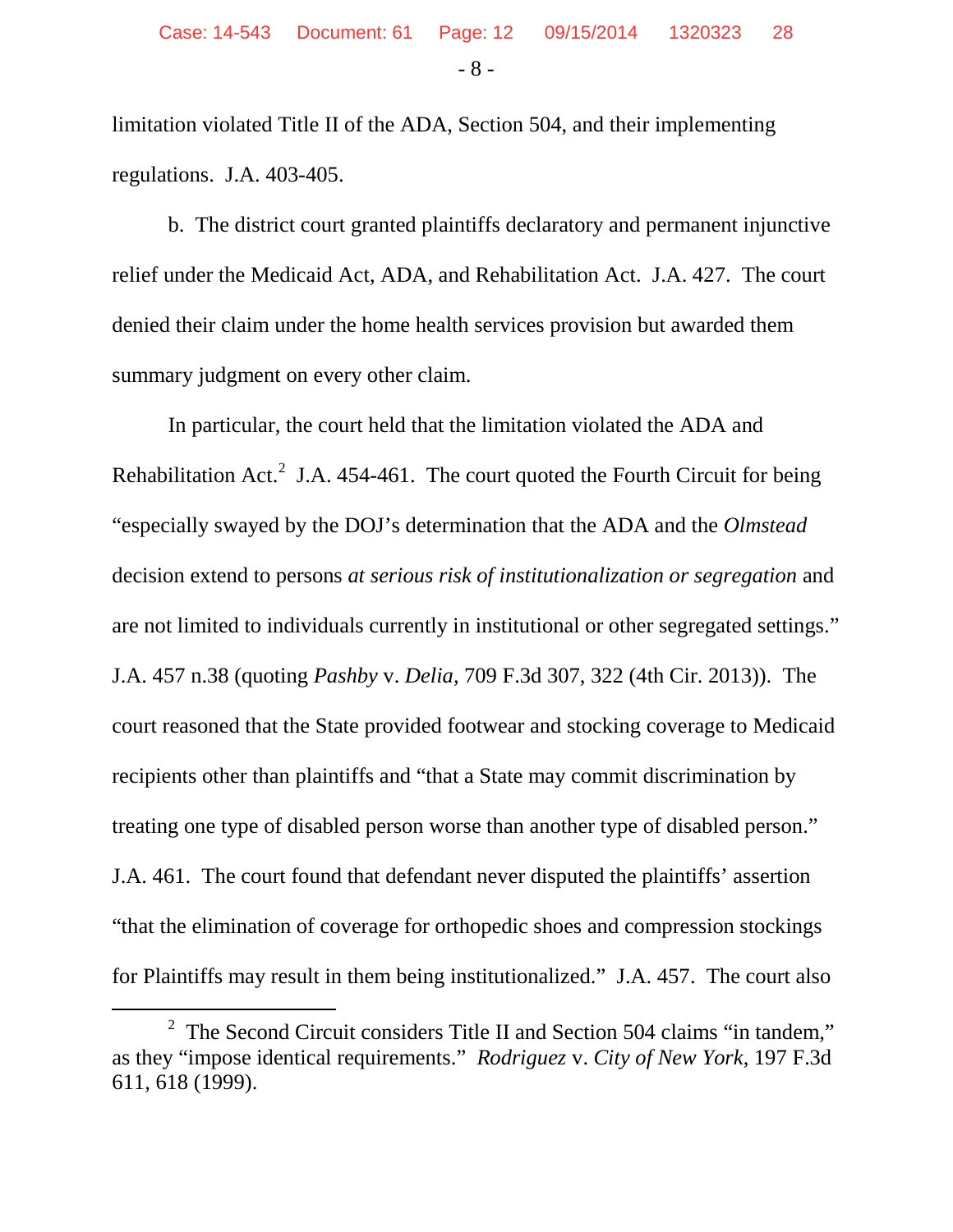limitation violated Title II of the ADA, Section 504, and their implementing regulations. J.A. 403-405.

b. The district court granted plaintiffs declaratory and permanent injunctive relief under the Medicaid Act, ADA, and Rehabilitation Act. J.A. 427. The court denied their claim under the home health services provision but awarded them summary judgment on every other claim.

In particular, the court held that the limitation violated the ADA and Rehabilitation Act.[2] J.A. 454-461. The court quoted the Fourth Circuit for being "especially swayed by the DOJ's determination that the ADA and the *Olmstead* decision extend to persons *at serious risk of institutionalization or segregation* and are not limited to individuals currently in institutional or other segregated settings." J.A. 457 n.38 (quoting *Pashby* v. *Delia*, 709 F.3d 307, 322 (4th Cir. 2013)). The court reasoned that the State provided footwear and stocking coverage to Medicaid recipients other than plaintiffs and "that a State may commit discrimination by treating one type of disabled person worse than another type of disabled person." J.A. 461. The court found that defendant never disputed the plaintiffs' assertion "that the elimination of coverage for orthopedic shoes and compression stockings for Plaintiffs may result in them being institutionalized." J.A. 457. The court also

---

[2] The Second Circuit considers Title II and Section 504 claims "in tandem," as they "impose identical requirements." *Rodriguez* v. *City of New York*, 197 F.3d 611, 618 (1999).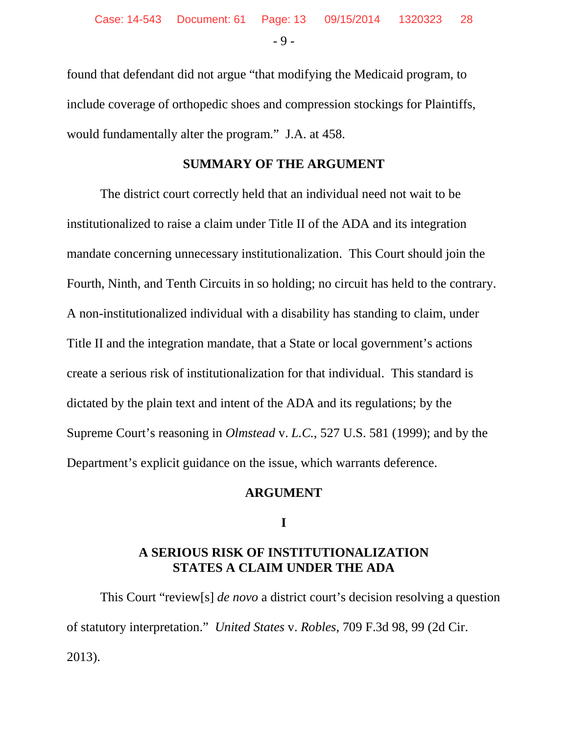found that defendant did not argue "that modifying the Medicaid program, to include coverage of orthopedic shoes and compression stockings for Plaintiffs, would fundamentally alter the program." J.A. at 458.

## SUMMARY OF THE ARGUMENT

The district court correctly held that an individual need not wait to be institutionalized to raise a claim under Title II of the ADA and its integration mandate concerning unnecessary institutionalization. This Court should join the Fourth, Ninth, and Tenth Circuits in so holding; no circuit has held to the contrary. A non-institutionalized individual with a disability has standing to claim, under Title II and the integration mandate, that a State or local government's actions create a serious risk of institutionalization for that individual. This standard is dictated by the plain text and intent of the ADA and its regulations; by the Supreme Court's reasoning in *Olmstead* v. *L.C.*, 527 U.S. 581 (1999); and by the Department's explicit guidance on the issue, which warrants deference.

## ARGUMENT

### I

### A SERIOUS RISK OF INSTITUTIONALIZATION STATES A CLAIM UNDER THE ADA

This Court "review[s] *de novo* a district court's decision resolving a question of statutory interpretation." *United States* v. *Robles*, 709 F.3d 98, 99 (2d Cir. 2013).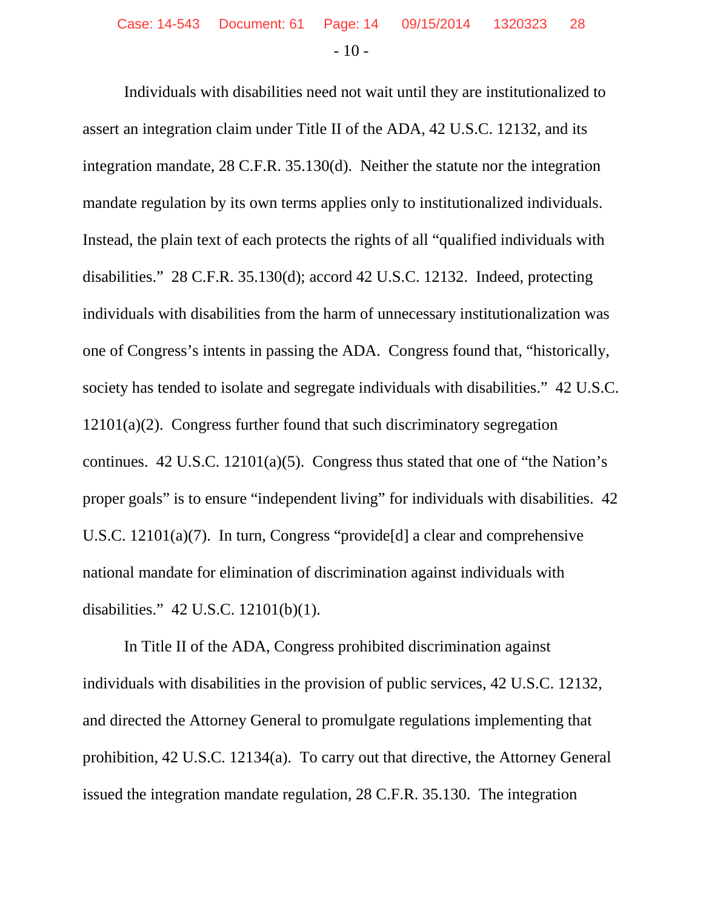Individuals with disabilities need not wait until they are institutionalized to assert an integration claim under Title II of the ADA, 42 U.S.C. 12132, and its integration mandate, 28 C.F.R. 35.130(d). Neither the statute nor the integration mandate regulation by its own terms applies only to institutionalized individuals. Instead, the plain text of each protects the rights of all "qualified individuals with disabilities." 28 C.F.R. 35.130(d); accord 42 U.S.C. 12132. Indeed, protecting individuals with disabilities from the harm of unnecessary institutionalization was one of Congress's intents in passing the ADA. Congress found that, "historically, society has tended to isolate and segregate individuals with disabilities." 42 U.S.C. 12101(a)(2). Congress further found that such discriminatory segregation continues. 42 U.S.C. 12101(a)(5). Congress thus stated that one of "the Nation's proper goals" is to ensure "independent living" for individuals with disabilities. 42 U.S.C. 12101(a)(7). In turn, Congress "provide[d] a clear and comprehensive national mandate for elimination of discrimination against individuals with disabilities." 42 U.S.C. 12101(b)(1).

In Title II of the ADA, Congress prohibited discrimination against individuals with disabilities in the provision of public services, 42 U.S.C. 12132, and directed the Attorney General to promulgate regulations implementing that prohibition, 42 U.S.C. 12134(a). To carry out that directive, the Attorney General issued the integration mandate regulation, 28 C.F.R. 35.130. The integration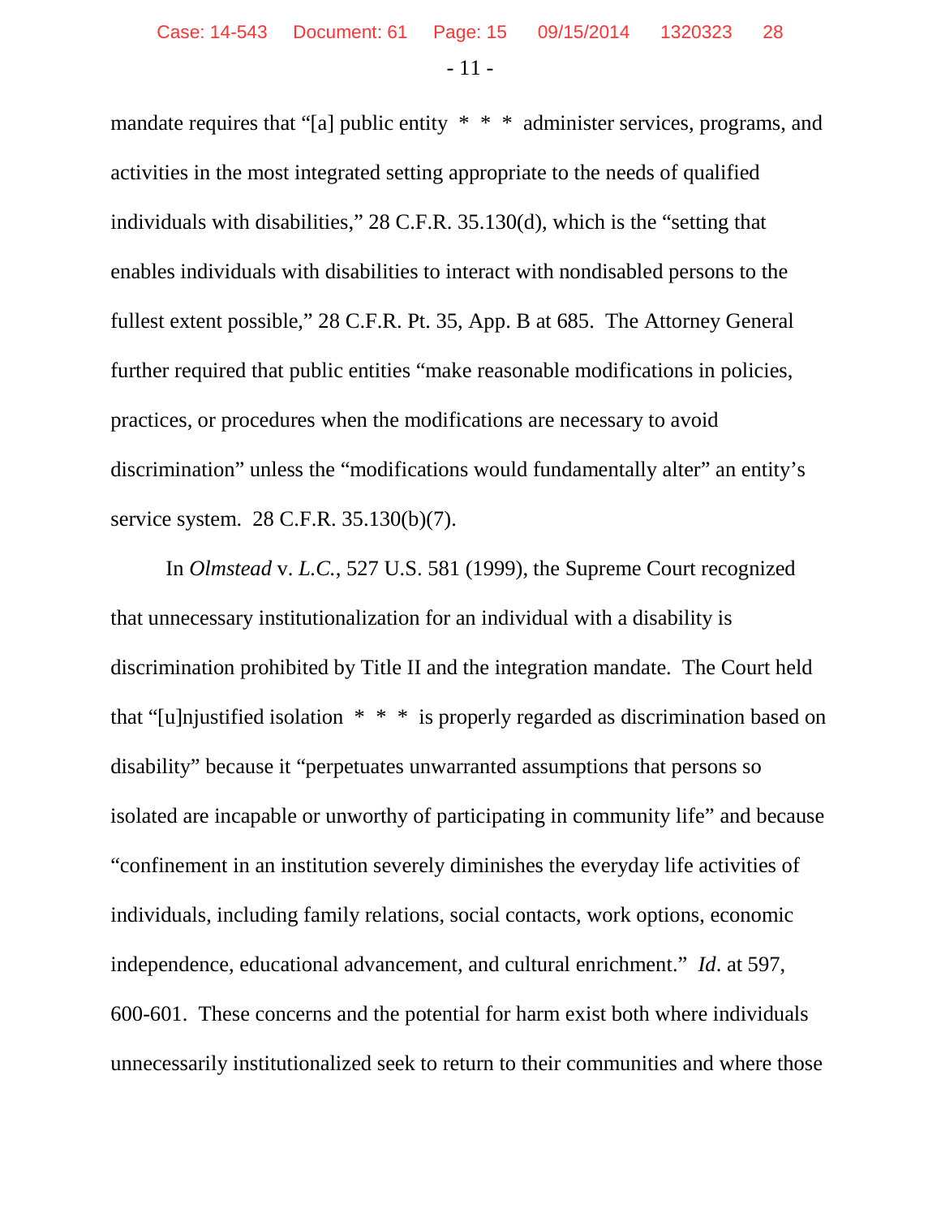mandate requires that "[a] public entity * * * administer services, programs, and activities in the most integrated setting appropriate to the needs of qualified individuals with disabilities," 28 C.F.R. 35.130(d), which is the "setting that enables individuals with disabilities to interact with nondisabled persons to the fullest extent possible," 28 C.F.R. Pt. 35, App. B at 685. The Attorney General further required that public entities "make reasonable modifications in policies, practices, or procedures when the modifications are necessary to avoid discrimination" unless the "modifications would fundamentally alter" an entity's service system. 28 C.F.R. 35.130(b)(7).

In *Olmstead* v. *L.C.*, 527 U.S. 581 (1999), the Supreme Court recognized that unnecessary institutionalization for an individual with a disability is discrimination prohibited by Title II and the integration mandate. The Court held that "[u]njustified isolation * * * is properly regarded as discrimination based on disability" because it "perpetuates unwarranted assumptions that persons so isolated are incapable or unworthy of participating in community life" and because "confinement in an institution severely diminishes the everyday life activities of individuals, including family relations, social contacts, work options, economic independence, educational advancement, and cultural enrichment." *Id*. at 597, 600-601. These concerns and the potential for harm exist both where individuals unnecessarily institutionalized seek to return to their communities and where those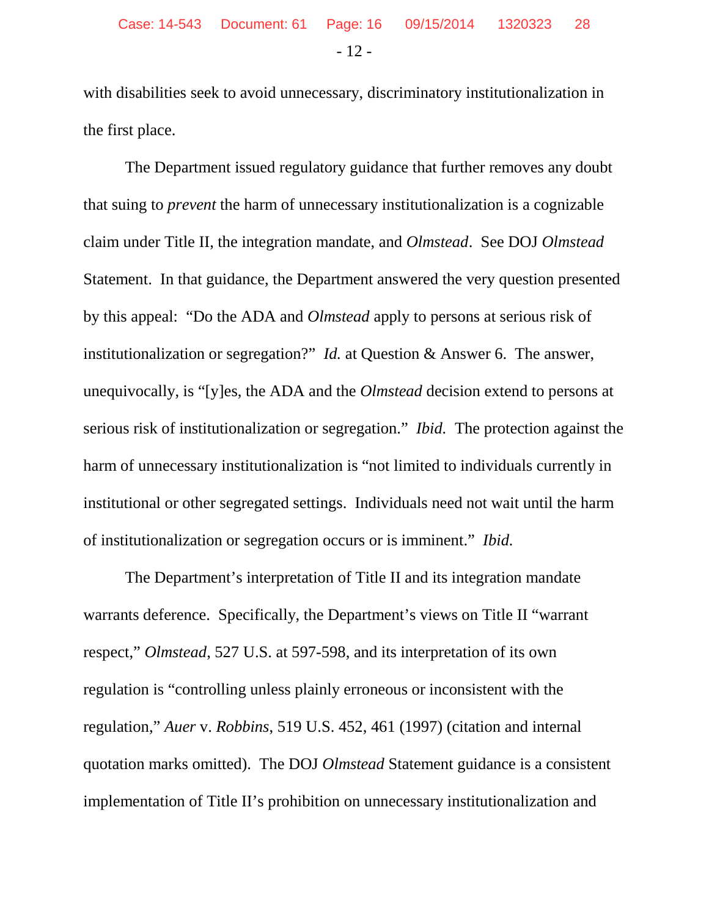with disabilities seek to avoid unnecessary, discriminatory institutionalization in the first place.

The Department issued regulatory guidance that further removes any doubt that suing to *prevent* the harm of unnecessary institutionalization is a cognizable claim under Title II, the integration mandate, and *Olmstead*. See DOJ *Olmstead* Statement. In that guidance, the Department answered the very question presented by this appeal: "Do the ADA and *Olmstead* apply to persons at serious risk of institutionalization or segregation?" *Id.* at Question & Answer 6. The answer, unequivocally, is "[y]es, the ADA and the *Olmstead* decision extend to persons at serious risk of institutionalization or segregation." *Ibid.* The protection against the harm of unnecessary institutionalization is "not limited to individuals currently in institutional or other segregated settings. Individuals need not wait until the harm of institutionalization or segregation occurs or is imminent." *Ibid.*

The Department's interpretation of Title II and its integration mandate warrants deference. Specifically, the Department's views on Title II "warrant respect," *Olmstead*, 527 U.S. at 597-598, and its interpretation of its own regulation is "controlling unless plainly erroneous or inconsistent with the regulation," *Auer* v. *Robbins*, 519 U.S. 452, 461 (1997) (citation and internal quotation marks omitted). The DOJ *Olmstead* Statement guidance is a consistent implementation of Title II's prohibition on unnecessary institutionalization and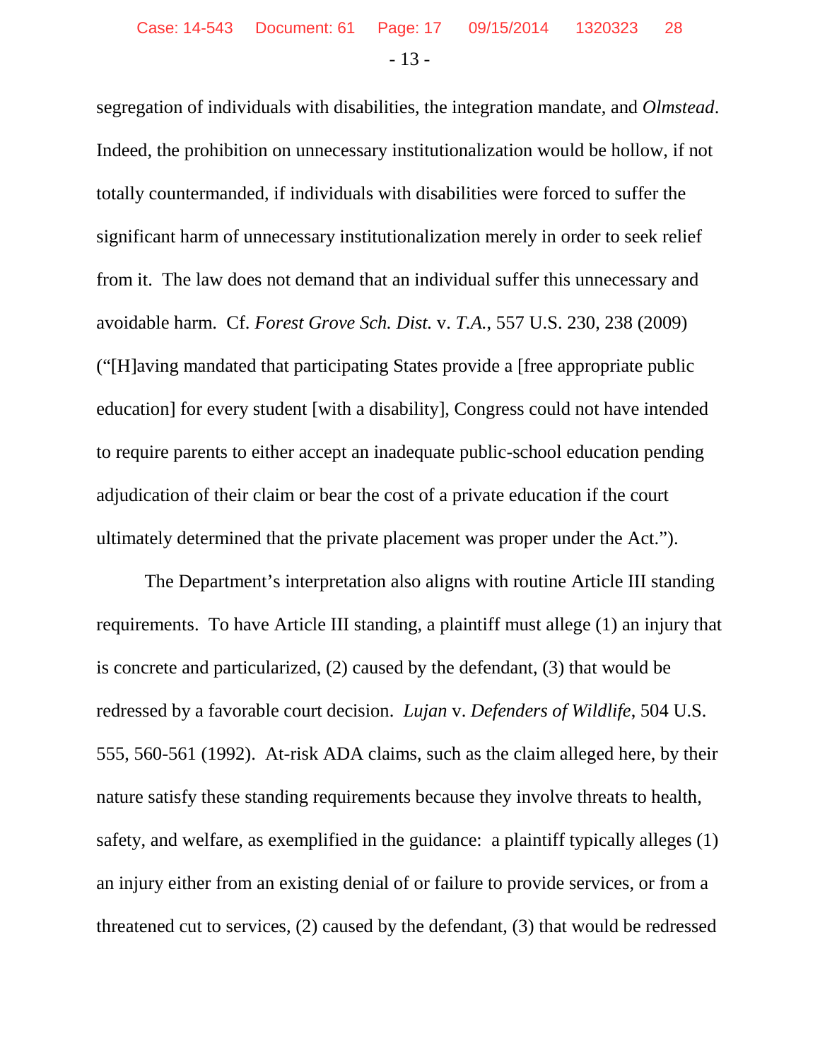segregation of individuals with disabilities, the integration mandate, and *Olmstead*. Indeed, the prohibition on unnecessary institutionalization would be hollow, if not totally countermanded, if individuals with disabilities were forced to suffer the significant harm of unnecessary institutionalization merely in order to seek relief from it. The law does not demand that an individual suffer this unnecessary and avoidable harm. Cf. *Forest Grove Sch. Dist.* v. *T.A.*, 557 U.S. 230, 238 (2009) ("[H]aving mandated that participating States provide a [free appropriate public education] for every student [with a disability], Congress could not have intended to require parents to either accept an inadequate public-school education pending adjudication of their claim or bear the cost of a private education if the court ultimately determined that the private placement was proper under the Act.").

The Department's interpretation also aligns with routine Article III standing requirements. To have Article III standing, a plaintiff must allege (1) an injury that is concrete and particularized, (2) caused by the defendant, (3) that would be redressed by a favorable court decision. *Lujan* v. *Defenders of Wildlife*, 504 U.S. 555, 560-561 (1992). At-risk ADA claims, such as the claim alleged here, by their nature satisfy these standing requirements because they involve threats to health, safety, and welfare, as exemplified in the guidance: a plaintiff typically alleges (1) an injury either from an existing denial of or failure to provide services, or from a threatened cut to services, (2) caused by the defendant, (3) that would be redressed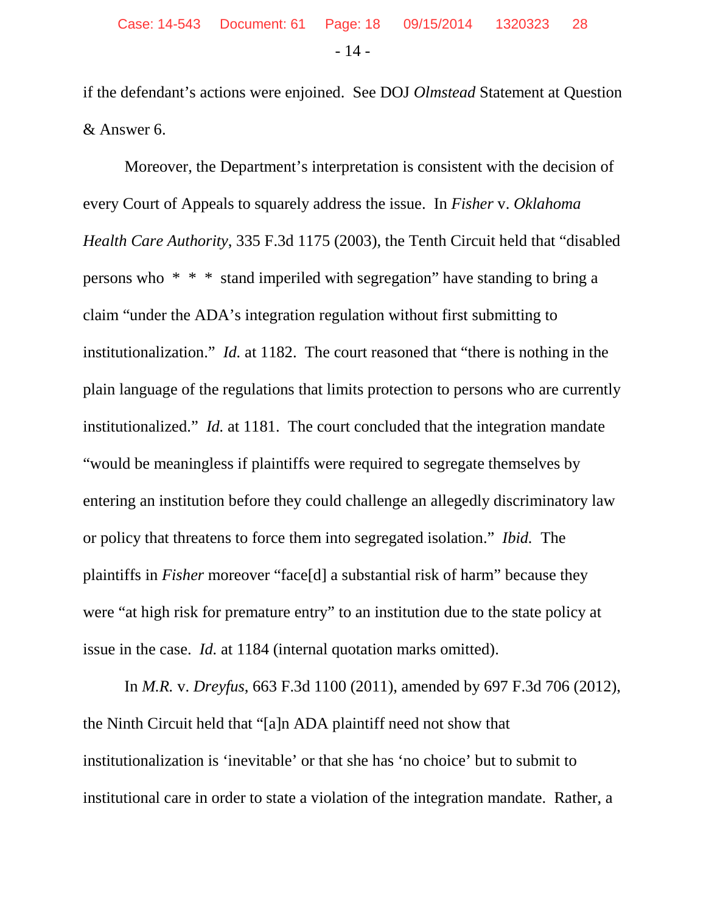if the defendant's actions were enjoined. See DOJ *Olmstead* Statement at Question & Answer 6.

Moreover, the Department's interpretation is consistent with the decision of every Court of Appeals to squarely address the issue. In *Fisher* v. *Oklahoma Health Care Authority*, 335 F.3d 1175 (2003), the Tenth Circuit held that "disabled persons who * * * stand imperiled with segregation" have standing to bring a claim "under the ADA's integration regulation without first submitting to institutionalization." *Id.* at 1182. The court reasoned that "there is nothing in the plain language of the regulations that limits protection to persons who are currently institutionalized." *Id.* at 1181. The court concluded that the integration mandate "would be meaningless if plaintiffs were required to segregate themselves by entering an institution before they could challenge an allegedly discriminatory law or policy that threatens to force them into segregated isolation." *Ibid.* The plaintiffs in *Fisher* moreover "face[d] a substantial risk of harm" because they were "at high risk for premature entry" to an institution due to the state policy at issue in the case. *Id.* at 1184 (internal quotation marks omitted).

In *M.R.* v. *Dreyfus*, 663 F.3d 1100 (2011), amended by 697 F.3d 706 (2012), the Ninth Circuit held that "[a]n ADA plaintiff need not show that institutionalization is 'inevitable' or that she has 'no choice' but to submit to institutional care in order to state a violation of the integration mandate. Rather, a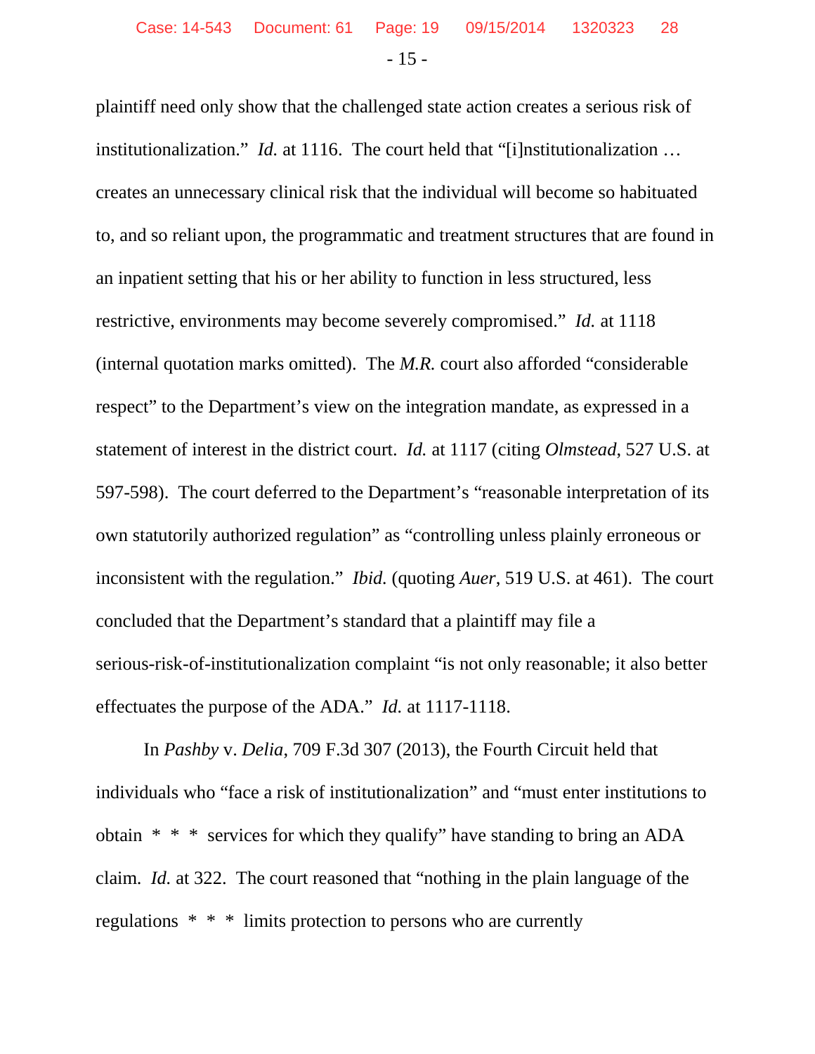plaintiff need only show that the challenged state action creates a serious risk of institutionalization." *Id.* at 1116. The court held that "[i]nstitutionalization … creates an unnecessary clinical risk that the individual will become so habituated to, and so reliant upon, the programmatic and treatment structures that are found in an inpatient setting that his or her ability to function in less structured, less restrictive, environments may become severely compromised." *Id.* at 1118 (internal quotation marks omitted). The *M.R.* court also afforded "considerable respect" to the Department's view on the integration mandate, as expressed in a statement of interest in the district court. *Id.* at 1117 (citing *Olmstead*, 527 U.S. at 597-598). The court deferred to the Department's "reasonable interpretation of its own statutorily authorized regulation" as "controlling unless plainly erroneous or inconsistent with the regulation." *Ibid.* (quoting *Auer*, 519 U.S. at 461). The court concluded that the Department's standard that a plaintiff may file a serious-risk-of-institutionalization complaint "is not only reasonable; it also better effectuates the purpose of the ADA." *Id.* at 1117-1118.

In *Pashby* v. *Delia*, 709 F.3d 307 (2013), the Fourth Circuit held that individuals who "face a risk of institutionalization" and "must enter institutions to obtain * * * services for which they qualify" have standing to bring an ADA claim. *Id.* at 322. The court reasoned that "nothing in the plain language of the regulations * * * limits protection to persons who are currently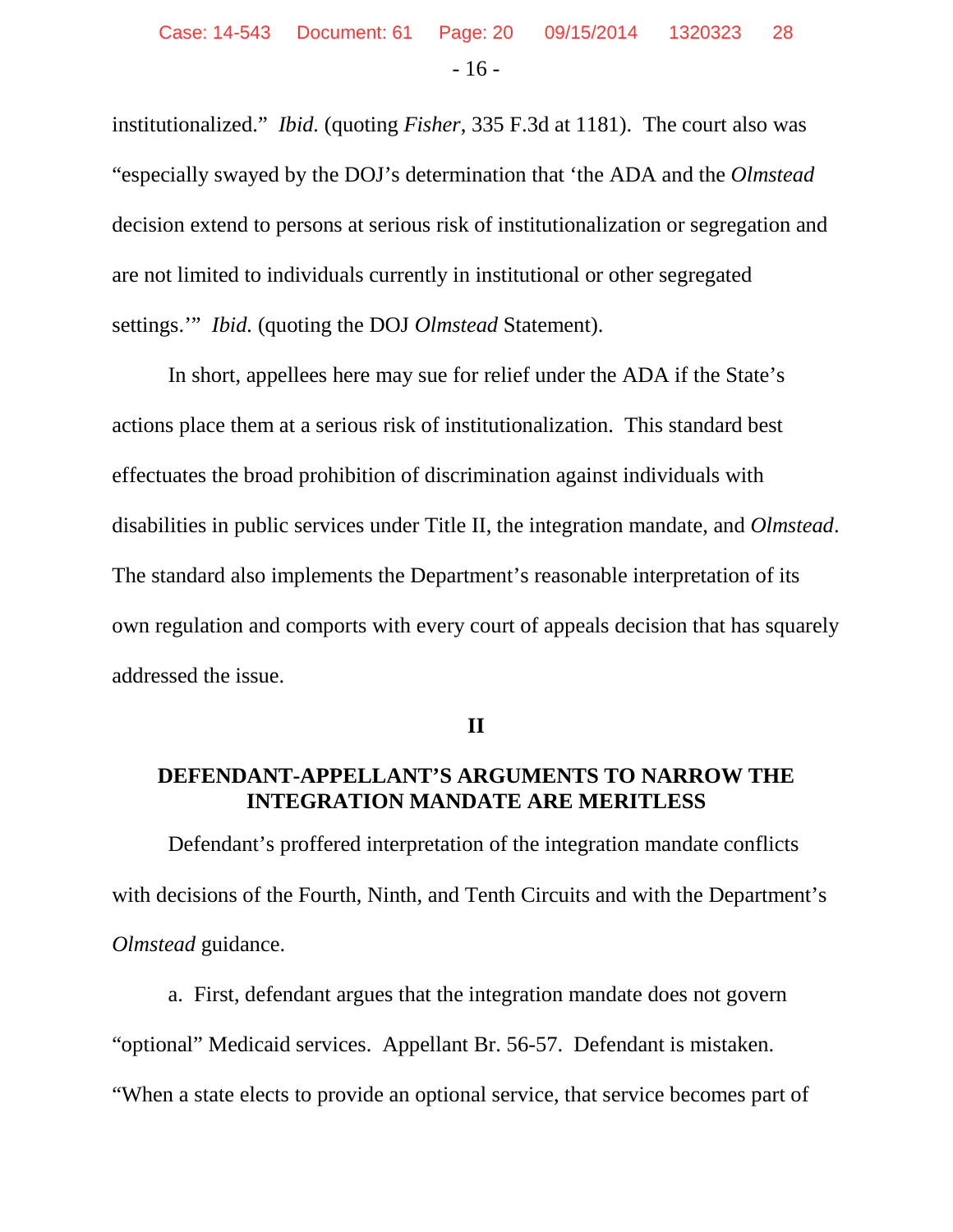institutionalized." *Ibid.* (quoting *Fisher*, 335 F.3d at 1181). The court also was "especially swayed by the DOJ's determination that 'the ADA and the *Olmstead* decision extend to persons at serious risk of institutionalization or segregation and are not limited to individuals currently in institutional or other segregated settings.'" *Ibid.* (quoting the DOJ *Olmstead* Statement).

In short, appellees here may sue for relief under the ADA if the State's actions place them at a serious risk of institutionalization. This standard best effectuates the broad prohibition of discrimination against individuals with disabilities in public services under Title II, the integration mandate, and *Olmstead*. The standard also implements the Department's reasonable interpretation of its own regulation and comports with every court of appeals decision that has squarely addressed the issue.

## II

## DEFENDANT-APPELLANT'S ARGUMENTS TO NARROW THE INTEGRATION MANDATE ARE MERITLESS

Defendant's proffered interpretation of the integration mandate conflicts with decisions of the Fourth, Ninth, and Tenth Circuits and with the Department's *Olmstead* guidance.

a. First, defendant argues that the integration mandate does not govern "optional" Medicaid services. Appellant Br. 56-57. Defendant is mistaken. "When a state elects to provide an optional service, that service becomes part of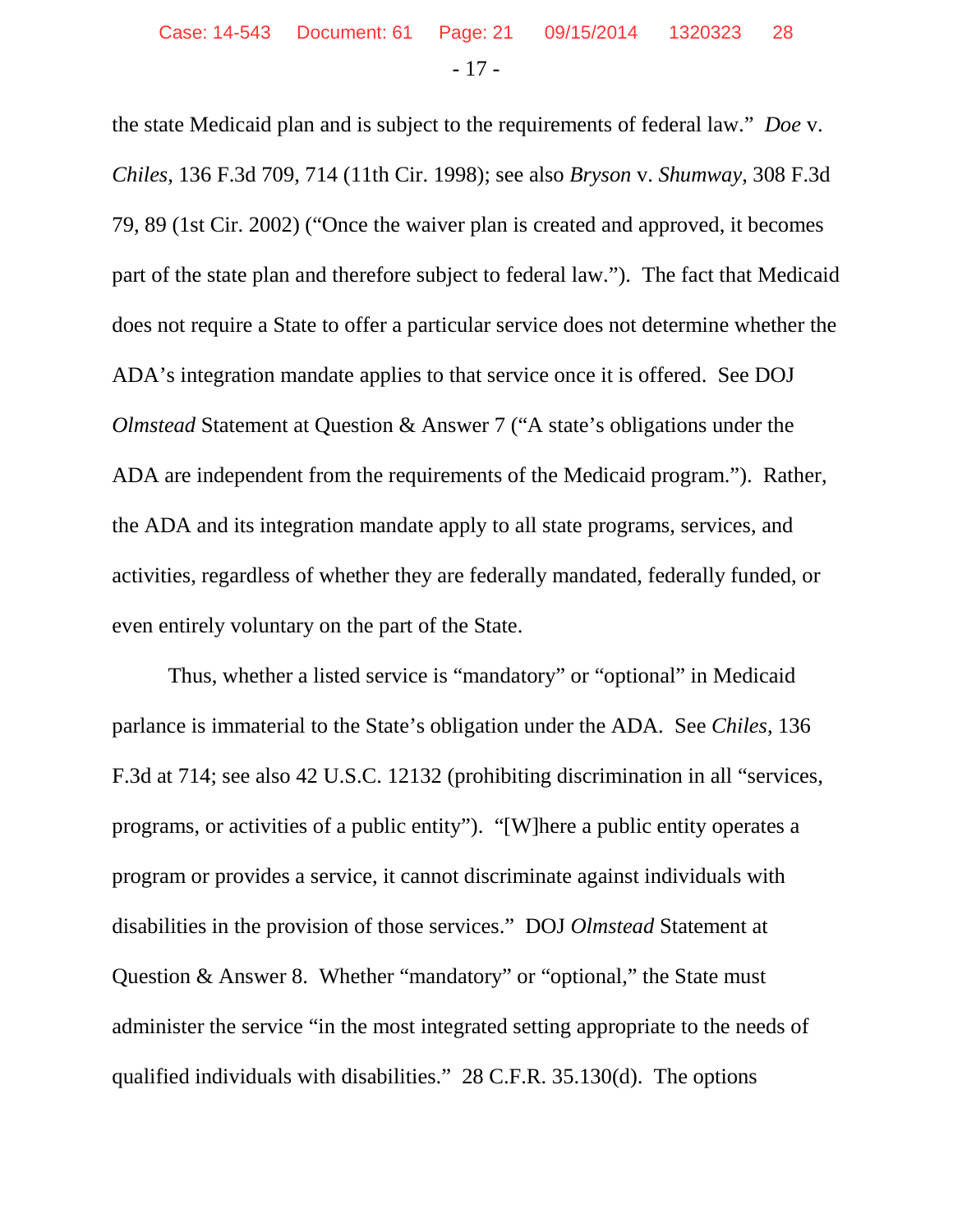the state Medicaid plan and is subject to the requirements of federal law." *Doe* v. *Chiles*, 136 F.3d 709, 714 (11th Cir. 1998); see also *Bryson* v. *Shumway*, 308 F.3d 79, 89 (1st Cir. 2002) ("Once the waiver plan is created and approved, it becomes part of the state plan and therefore subject to federal law."). The fact that Medicaid does not require a State to offer a particular service does not determine whether the ADA's integration mandate applies to that service once it is offered. See DOJ *Olmstead* Statement at Question & Answer 7 ("A state's obligations under the ADA are independent from the requirements of the Medicaid program."). Rather, the ADA and its integration mandate apply to all state programs, services, and activities, regardless of whether they are federally mandated, federally funded, or even entirely voluntary on the part of the State.

Thus, whether a listed service is "mandatory" or "optional" in Medicaid parlance is immaterial to the State's obligation under the ADA. See *Chiles*, 136 F.3d at 714; see also 42 U.S.C. 12132 (prohibiting discrimination in all "services, programs, or activities of a public entity"). "[W]here a public entity operates a program or provides a service, it cannot discriminate against individuals with disabilities in the provision of those services." DOJ *Olmstead* Statement at Question & Answer 8. Whether "mandatory" or "optional," the State must administer the service "in the most integrated setting appropriate to the needs of qualified individuals with disabilities." 28 C.F.R. 35.130(d). The options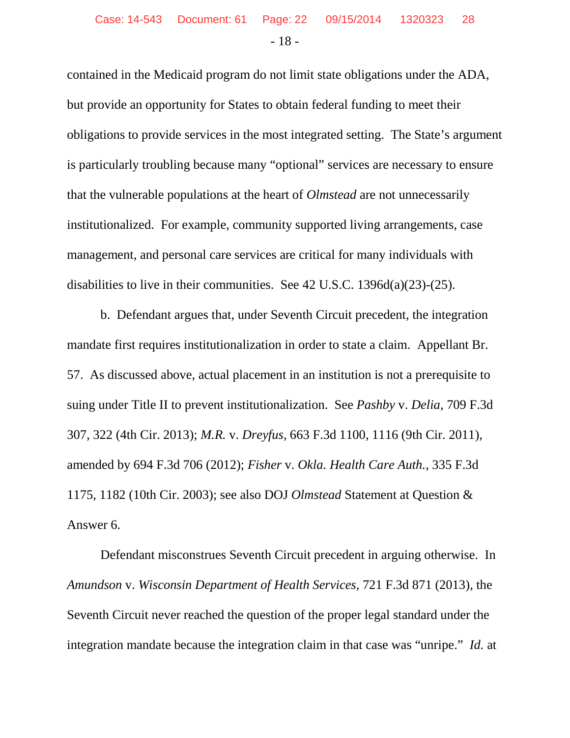contained in the Medicaid program do not limit state obligations under the ADA, but provide an opportunity for States to obtain federal funding to meet their obligations to provide services in the most integrated setting. The State's argument is particularly troubling because many "optional" services are necessary to ensure that the vulnerable populations at the heart of *Olmstead* are not unnecessarily institutionalized. For example, community supported living arrangements, case management, and personal care services are critical for many individuals with disabilities to live in their communities. See 42 U.S.C. 1396d(a)(23)-(25).

b. Defendant argues that, under Seventh Circuit precedent, the integration mandate first requires institutionalization in order to state a claim. Appellant Br. 57. As discussed above, actual placement in an institution is not a prerequisite to suing under Title II to prevent institutionalization. See *Pashby* v. *Delia*, 709 F.3d 307, 322 (4th Cir. 2013); *M.R.* v. *Dreyfus*, 663 F.3d 1100, 1116 (9th Cir. 2011), amended by 694 F.3d 706 (2012); *Fisher* v. *Okla. Health Care Auth.*, 335 F.3d 1175, 1182 (10th Cir. 2003); see also DOJ *Olmstead* Statement at Question & Answer 6.

Defendant misconstrues Seventh Circuit precedent in arguing otherwise. In *Amundson* v. *Wisconsin Department of Health Services*, 721 F.3d 871 (2013), the Seventh Circuit never reached the question of the proper legal standard under the integration mandate because the integration claim in that case was "unripe." *Id.* at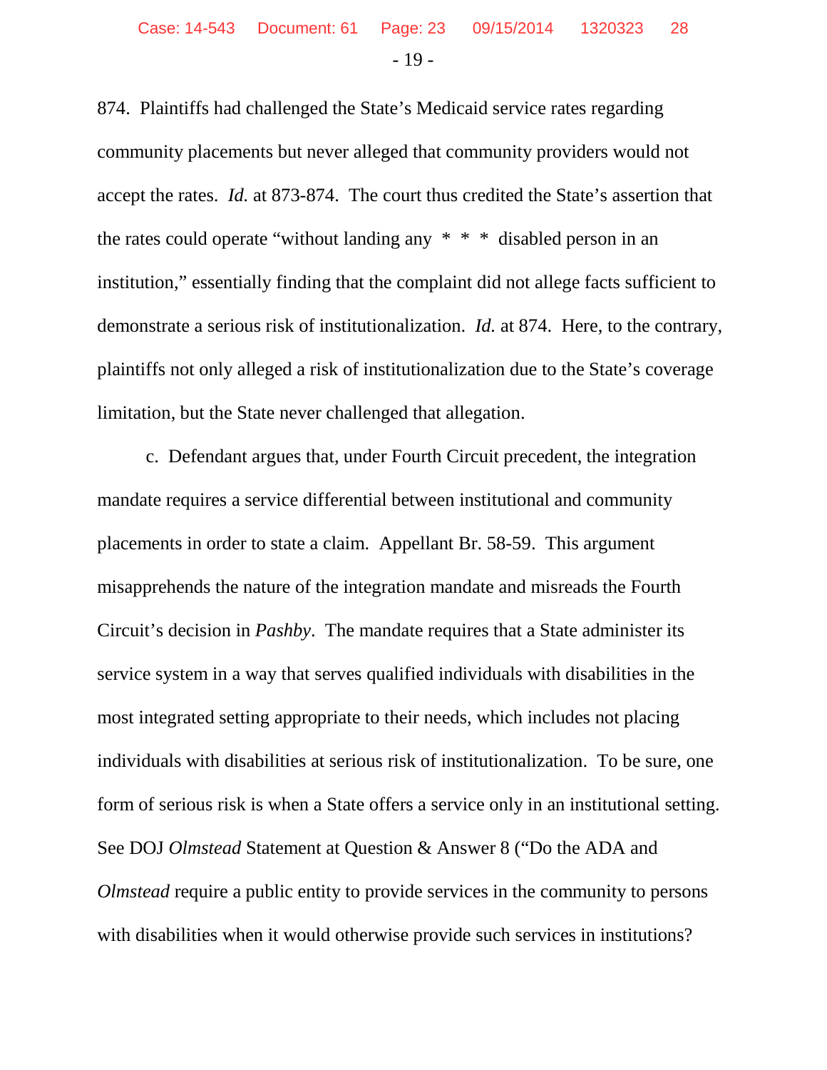874. Plaintiffs had challenged the State's Medicaid service rates regarding community placements but never alleged that community providers would not accept the rates. *Id.* at 873-874. The court thus credited the State's assertion that the rates could operate "without landing any * * * disabled person in an institution," essentially finding that the complaint did not allege facts sufficient to demonstrate a serious risk of institutionalization. *Id.* at 874. Here, to the contrary, plaintiffs not only alleged a risk of institutionalization due to the State's coverage limitation, but the State never challenged that allegation.

c. Defendant argues that, under Fourth Circuit precedent, the integration mandate requires a service differential between institutional and community placements in order to state a claim. Appellant Br. 58-59. This argument misapprehends the nature of the integration mandate and misreads the Fourth Circuit's decision in *Pashby*. The mandate requires that a State administer its service system in a way that serves qualified individuals with disabilities in the most integrated setting appropriate to their needs, which includes not placing individuals with disabilities at serious risk of institutionalization. To be sure, one form of serious risk is when a State offers a service only in an institutional setting. See DOJ *Olmstead* Statement at Question & Answer 8 ("Do the ADA and *Olmstead* require a public entity to provide services in the community to persons with disabilities when it would otherwise provide such services in institutions?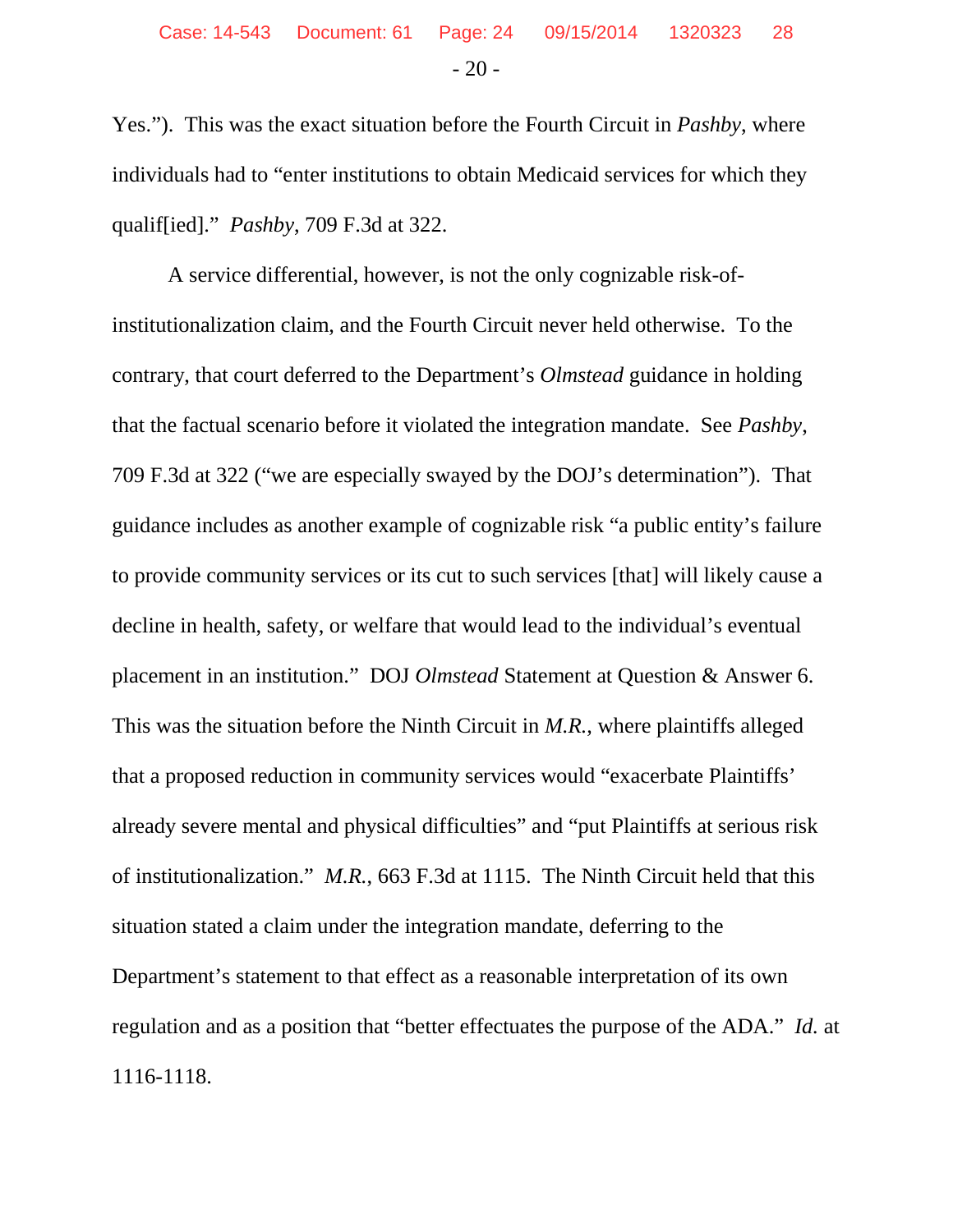Yes."). This was the exact situation before the Fourth Circuit in *Pashby*, where individuals had to "enter institutions to obtain Medicaid services for which they qualif[ied]." *Pashby*, 709 F.3d at 322.

A service differential, however, is not the only cognizable risk-of-institutionalization claim, and the Fourth Circuit never held otherwise. To the contrary, that court deferred to the Department's *Olmstead* guidance in holding that the factual scenario before it violated the integration mandate. See *Pashby*, 709 F.3d at 322 ("we are especially swayed by the DOJ's determination"). That guidance includes as another example of cognizable risk "a public entity's failure to provide community services or its cut to such services [that] will likely cause a decline in health, safety, or welfare that would lead to the individual's eventual placement in an institution." DOJ *Olmstead* Statement at Question & Answer 6. This was the situation before the Ninth Circuit in *M.R.*, where plaintiffs alleged that a proposed reduction in community services would "exacerbate Plaintiffs' already severe mental and physical difficulties" and "put Plaintiffs at serious risk of institutionalization." *M.R.*, 663 F.3d at 1115. The Ninth Circuit held that this situation stated a claim under the integration mandate, deferring to the Department's statement to that effect as a reasonable interpretation of its own regulation and as a position that "better effectuates the purpose of the ADA." *Id.* at 1116-1118.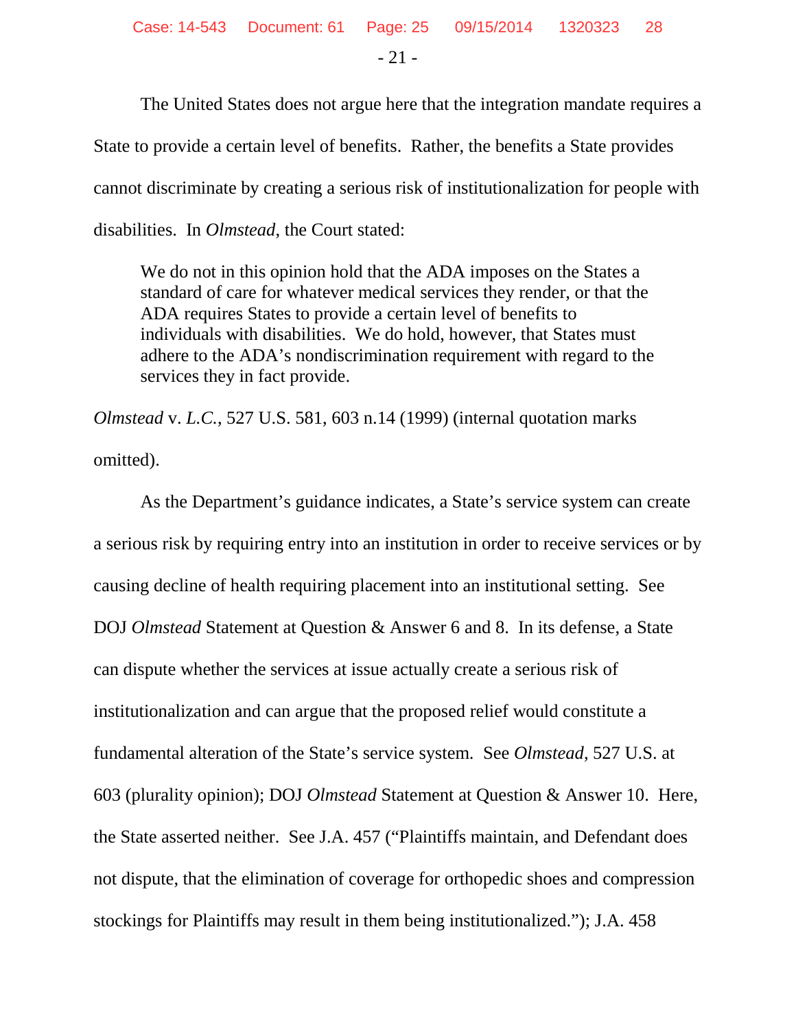The United States does not argue here that the integration mandate requires a State to provide a certain level of benefits. Rather, the benefits a State provides cannot discriminate by creating a serious risk of institutionalization for people with disabilities. In *Olmstead*, the Court stated:

> We do not in this opinion hold that the ADA imposes on the States a standard of care for whatever medical services they render, or that the ADA requires States to provide a certain level of benefits to individuals with disabilities. We do hold, however, that States must adhere to the ADA's nondiscrimination requirement with regard to the services they in fact provide.

*Olmstead* v. *L.C.*, 527 U.S. 581, 603 n.14 (1999) (internal quotation marks omitted).

As the Department's guidance indicates, a State's service system can create a serious risk by requiring entry into an institution in order to receive services or by causing decline of health requiring placement into an institutional setting. See DOJ *Olmstead* Statement at Question & Answer 6 and 8. In its defense, a State can dispute whether the services at issue actually create a serious risk of institutionalization and can argue that the proposed relief would constitute a fundamental alteration of the State's service system. See *Olmstead*, 527 U.S. at 603 (plurality opinion); DOJ *Olmstead* Statement at Question & Answer 10. Here, the State asserted neither. See J.A. 457 ("Plaintiffs maintain, and Defendant does not dispute, that the elimination of coverage for orthopedic shoes and compression stockings for Plaintiffs may result in them being institutionalized."); J.A. 458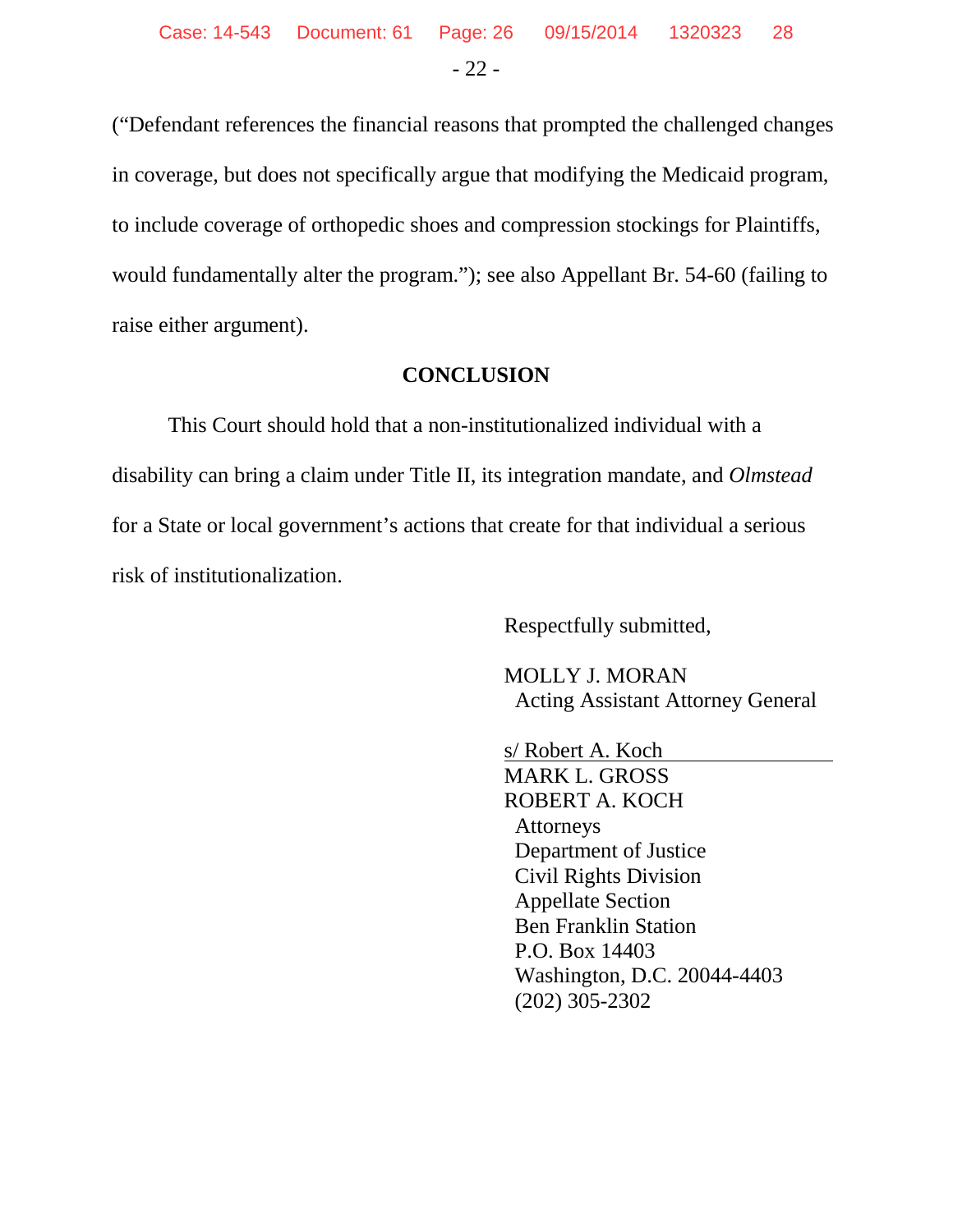("Defendant references the financial reasons that prompted the challenged changes in coverage, but does not specifically argue that modifying the Medicaid program, to include coverage of orthopedic shoes and compression stockings for Plaintiffs, would fundamentally alter the program."); see also Appellant Br. 54-60 (failing to raise either argument).

## CONCLUSION

This Court should hold that a non-institutionalized individual with a disability can bring a claim under Title II, its integration mandate, and *Olmstead* for a State or local government's actions that create for that individual a serious risk of institutionalization.

Respectfully submitted,

MOLLY J. MORAN
Acting Assistant Attorney General

s/ Robert A. Koch
MARK L. GROSS
ROBERT A. KOCH
Attorneys
Department of Justice
Civil Rights Division
Appellate Section
Ben Franklin Station
P.O. Box 14403
Washington, D.C. 20044-4403
(202) 305-2302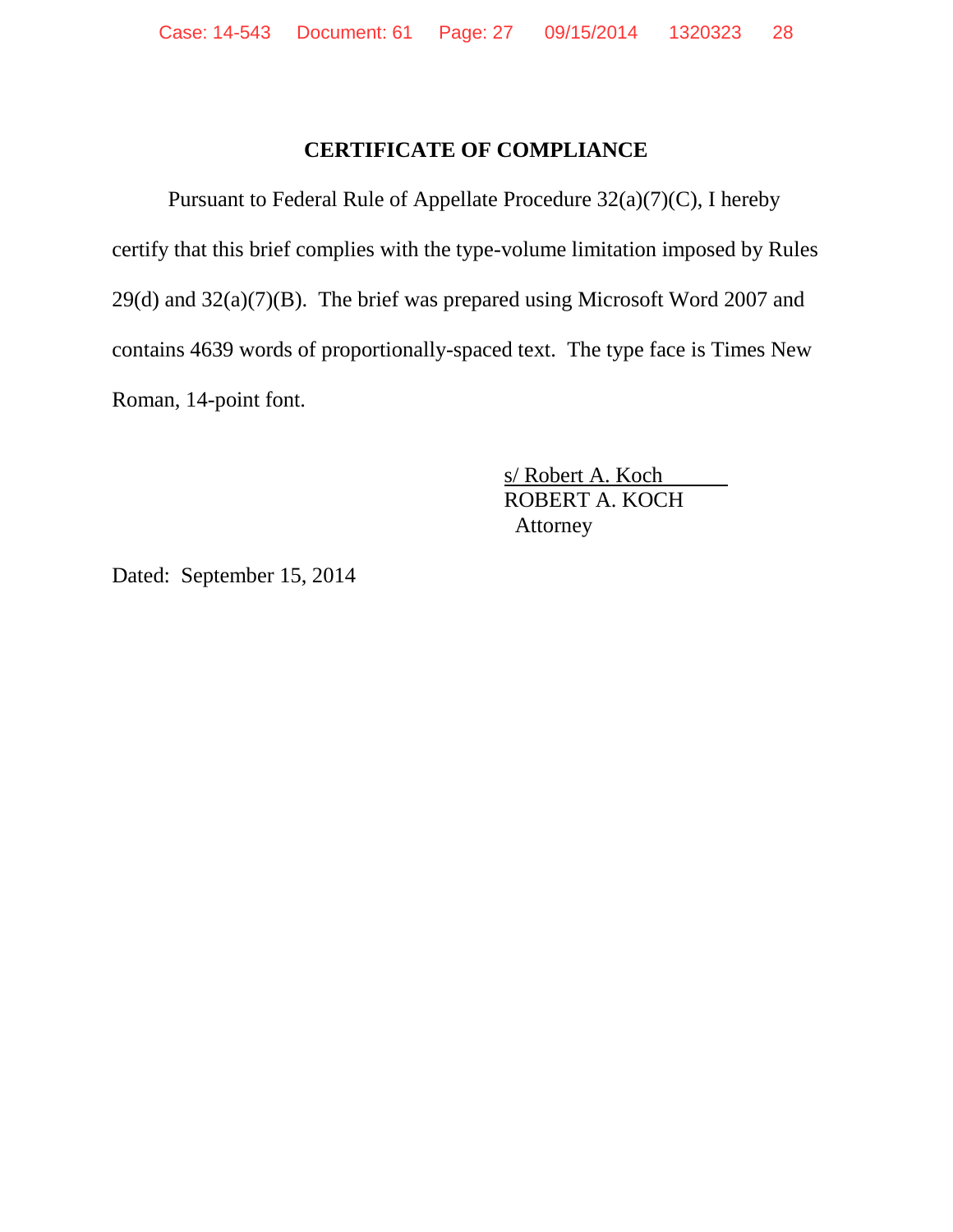## CERTIFICATE OF COMPLIANCE

Pursuant to Federal Rule of Appellate Procedure 32(a)(7)(C), I hereby certify that this brief complies with the type-volume limitation imposed by Rules 29(d) and 32(a)(7)(B). The brief was prepared using Microsoft Word 2007 and contains 4639 words of proportionally-spaced text. The type face is Times New Roman, 14-point font.

s/ Robert A. Koch
ROBERT A. KOCH
Attorney

Dated: September 15, 2014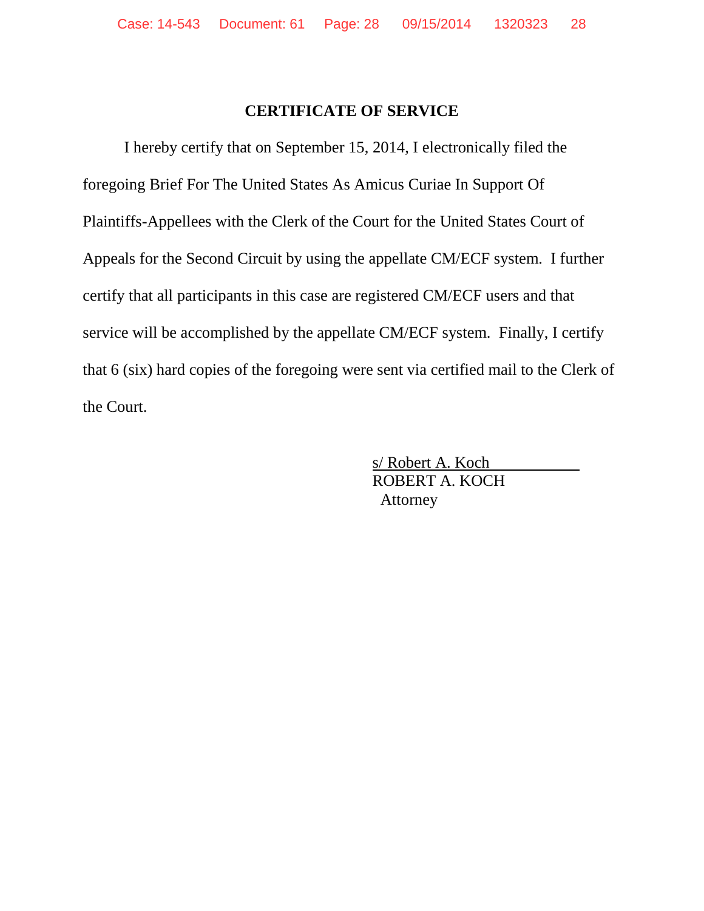## CERTIFICATE OF SERVICE

I hereby certify that on September 15, 2014, I electronically filed the foregoing Brief For The United States As Amicus Curiae In Support Of Plaintiffs-Appellees with the Clerk of the Court for the United States Court of Appeals for the Second Circuit by using the appellate CM/ECF system. I further certify that all participants in this case are registered CM/ECF users and that service will be accomplished by the appellate CM/ECF system. Finally, I certify that 6 (six) hard copies of the foregoing were sent via certified mail to the Clerk of the Court.

s/ Robert A. Koch
ROBERT A. KOCH
Attorney